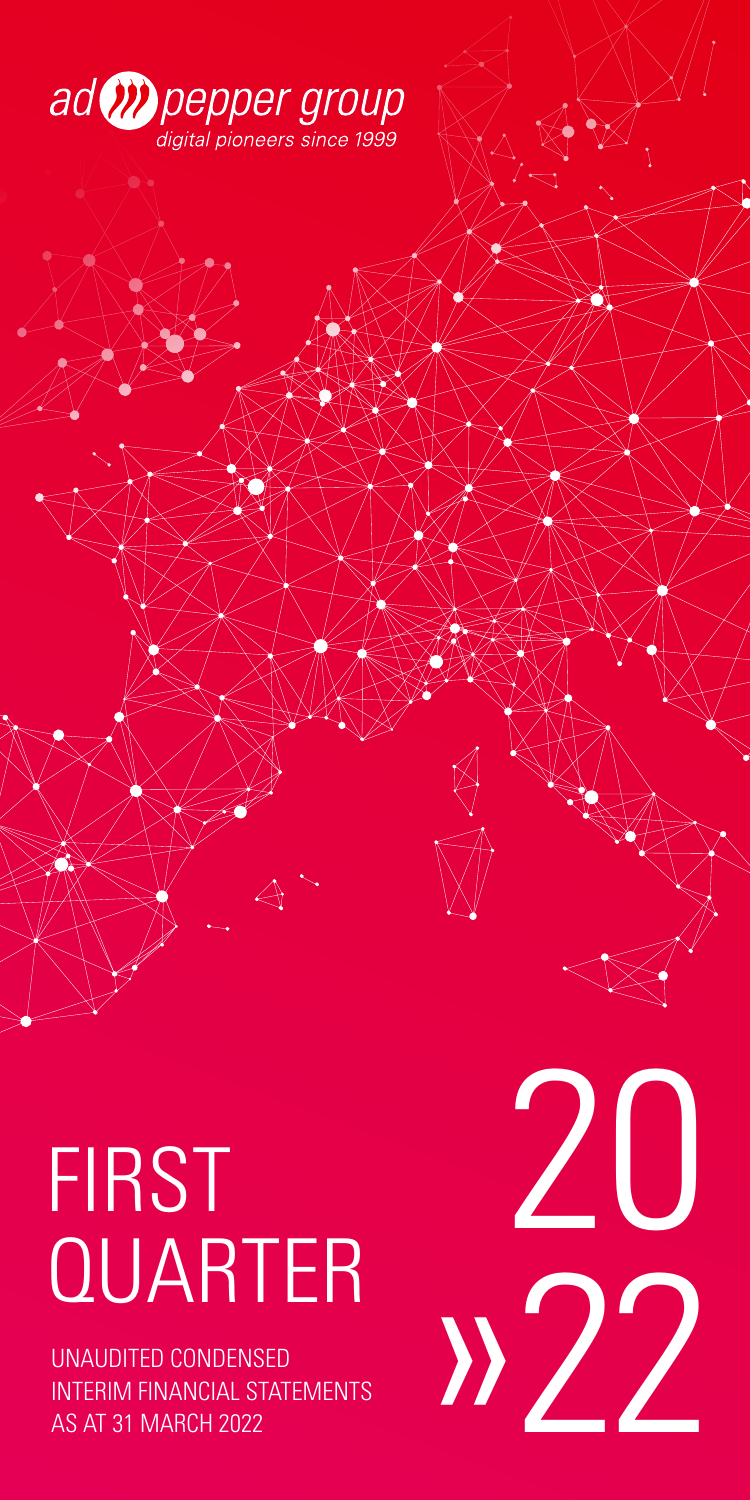ad pepper group
*digital pioneers since 1999*

# FIRST QUARTER 2022

UNAUDITED CONDENSED INTERIM FINANCIAL STATEMENTS AS AT 31 MARCH 2022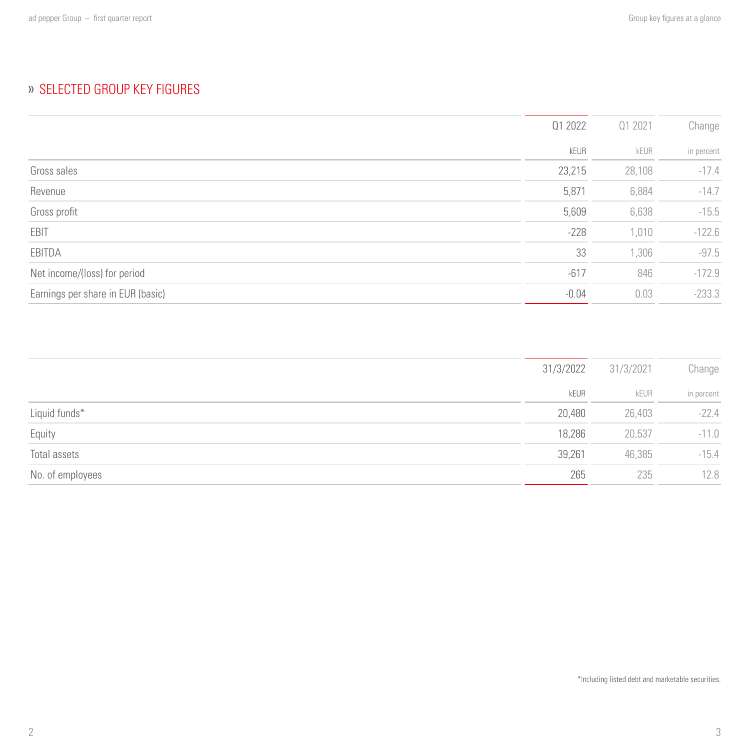## » SELECTED GROUP KEY FIGURES

| | Q1 2022 | Q1 2021 | Change |
|---|---|---|---|
| | kEUR | kEUR | in percent |
| Gross sales | 23,215 | 28,108 | -17.4 |
| Revenue | 5,871 | 6,884 | -14.7 |
| Gross profit | 5,609 | 6,638 | -15.5 |
| EBIT | -228 | 1,010 | -122.6 |
| EBITDA | 33 | 1,306 | -97.5 |
| Net income/(loss) for period | -617 | 846 | -172.9 |
| Earnings per share in EUR (basic) | -0.04 | 0.03 | -233.3 |

| | 31/3/2022 | 31/3/2021 | Change |
|---|---|---|---|
| | kEUR | kEUR | in percent |
| Liquid funds* | 20,480 | 26,403 | -22.4 |
| Equity | 18,286 | 20,537 | -11.0 |
| Total assets | 39,261 | 46,385 | -15.4 |
| No. of employees | 265 | 235 | 12.8 |

*Including listed debt and marketable securities.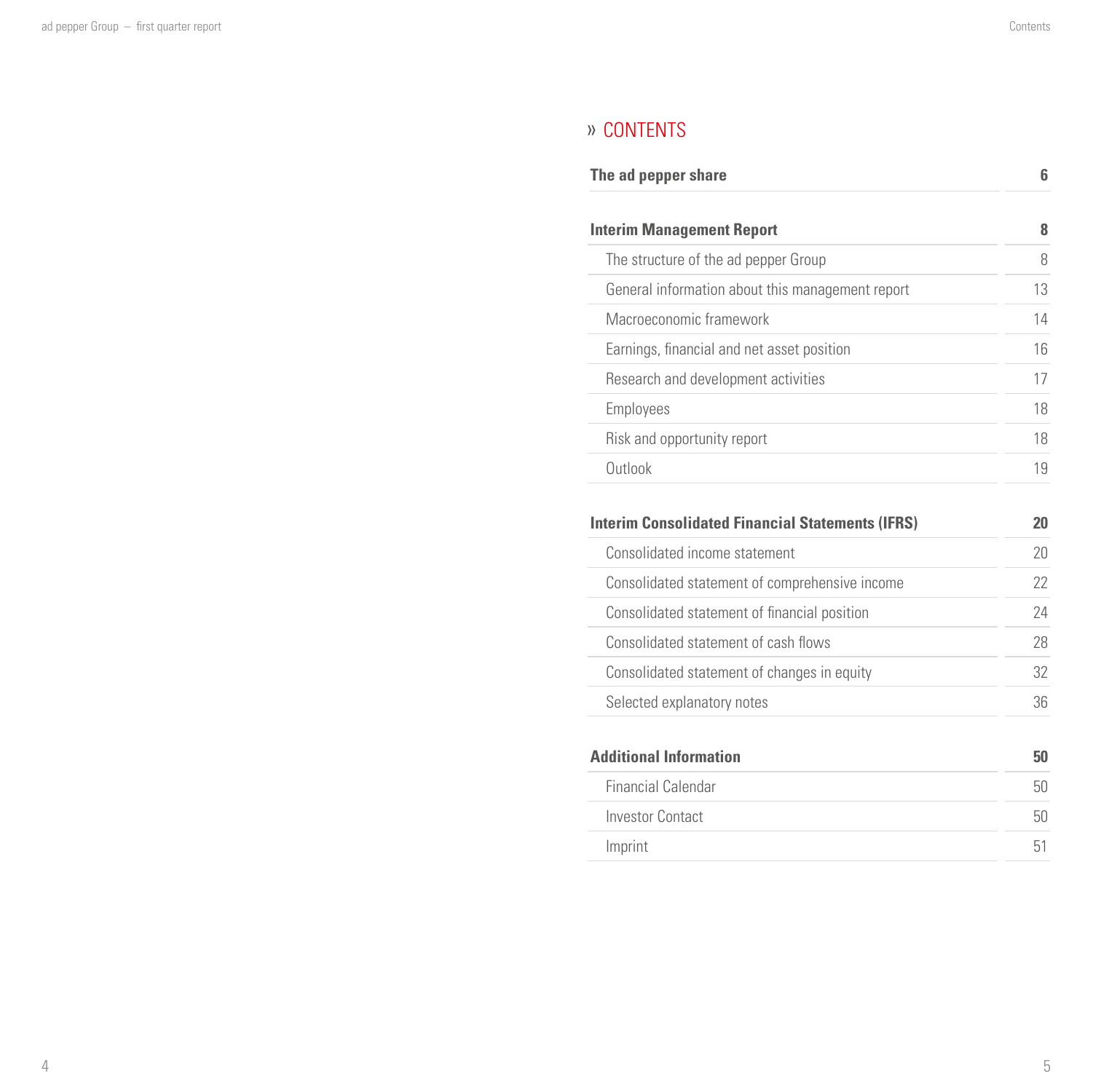# » CONTENTS

| | |
|---|---|
| **The ad pepper share** | **6** |
| **Interim Management Report** | **8** |
| The structure of the ad pepper Group | 8 |
| General information about this management report | 13 |
| Macroeconomic framework | 14 |
| Earnings, financial and net asset position | 16 |
| Research and development activities | 17 |
| Employees | 18 |
| Risk and opportunity report | 18 |
| Outlook | 19 |
| **Interim Consolidated Financial Statements (IFRS)** | **20** |
| Consolidated income statement | 20 |
| Consolidated statement of comprehensive income | 22 |
| Consolidated statement of financial position | 24 |
| Consolidated statement of cash flows | 28 |
| Consolidated statement of changes in equity | 32 |
| Selected explanatory notes | 36 |
| **Additional Information** | **50** |
| Financial Calendar | 50 |
| Investor Contact | 50 |
| Imprint | 51 |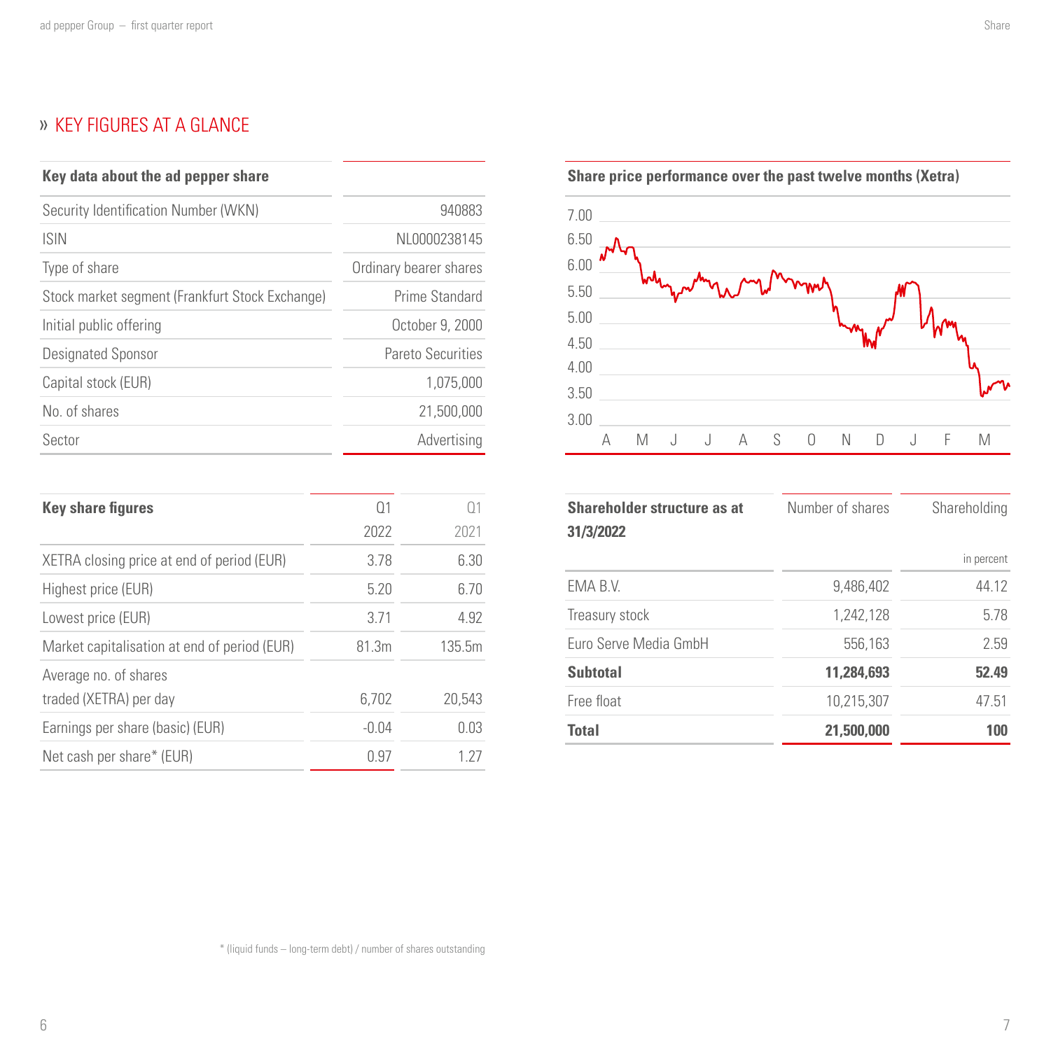## » KEY FIGURES AT A GLANCE

| Key data about the ad pepper share | |
|---|---|
| Security Identification Number (WKN) | 940883 |
| ISIN | NL0000238145 |
| Type of share | Ordinary bearer shares |
| Stock market segment (Frankfurt Stock Exchange) | Prime Standard |
| Initial public offering | October 9, 2000 |
| Designated Sponsor | Pareto Securities |
| Capital stock (EUR) | 1,075,000 |
| No. of shares | 21,500,000 |
| Sector | Advertising |

**Share price performance over the past twelve months (Xetra)**

| Key share figures | Q1 2022 | Q1 2021 |
|---|---|---|
| XETRA closing price at end of period (EUR) | 3.78 | 6.30 |
| Highest price (EUR) | 5.20 | 6.70 |
| Lowest price (EUR) | 3.71 | 4.92 |
| Market capitalisation at end of period (EUR) | 81.3m | 135.5m |
| Average no. of shares traded (XETRA) per day | 6,702 | 20,543 |
| Earnings per share (basic) (EUR) | -0.04 | 0.03 |
| Net cash per share* (EUR) | 0.97 | 1.27 |

| Shareholder structure as at 31/3/2022 | Number of shares | Shareholding in percent |
|---|---|---|
| EMA B.V. | 9,486,402 | 44.12 |
| Treasury stock | 1,242,128 | 5.78 |
| Euro Serve Media GmbH | 556,163 | 2.59 |
| **Subtotal** | **11,284,693** | **52.49** |
| Free float | 10,215,307 | 47.51 |
| **Total** | **21,500,000** | **100** |

* (liquid funds – long-term debt) / number of shares outstanding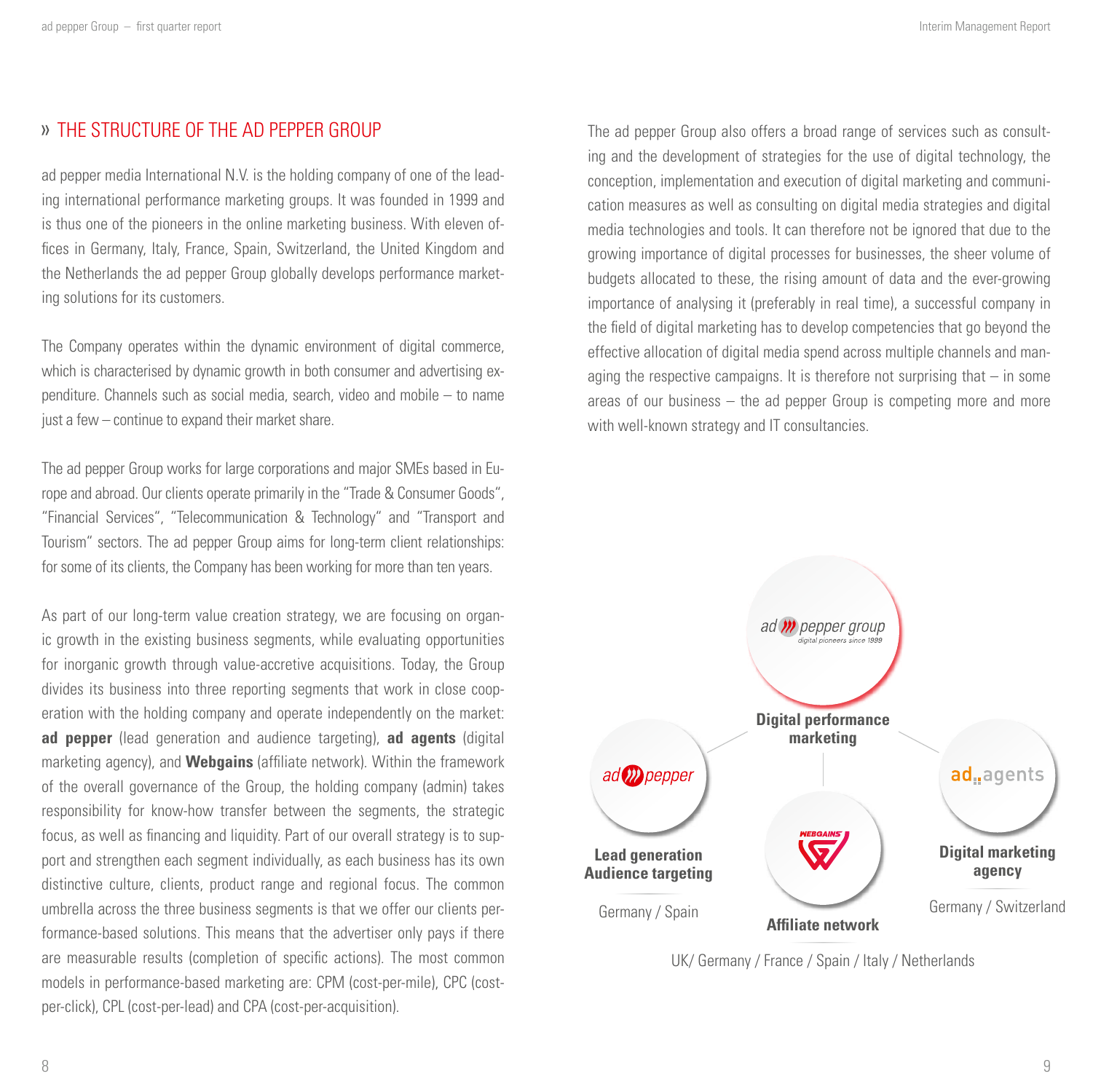## » THE STRUCTURE OF THE AD PEPPER GROUP

ad pepper media International N.V. is the holding company of one of the leading international performance marketing groups. It was founded in 1999 and is thus one of the pioneers in the online marketing business. With eleven offices in Germany, Italy, France, Spain, Switzerland, the United Kingdom and the Netherlands the ad pepper Group globally develops performance marketing solutions for its customers.

The Company operates within the dynamic environment of digital commerce, which is characterised by dynamic growth in both consumer and advertising expenditure. Channels such as social media, search, video and mobile – to name just a few – continue to expand their market share.

The ad pepper Group works for large corporations and major SMEs based in Europe and abroad. Our clients operate primarily in the "Trade & Consumer Goods", "Financial Services", "Telecommunication & Technology" and "Transport and Tourism" sectors. The ad pepper Group aims for long-term client relationships: for some of its clients, the Company has been working for more than ten years.

As part of our long-term value creation strategy, we are focusing on organic growth in the existing business segments, while evaluating opportunities for inorganic growth through value-accretive acquisitions. Today, the Group divides its business into three reporting segments that work in close cooperation with the holding company and operate independently on the market: **ad pepper** (lead generation and audience targeting), **ad agents** (digital marketing agency), and **Webgains** (affiliate network). Within the framework of the overall governance of the Group, the holding company (admin) takes responsibility for know-how transfer between the segments, the strategic focus, as well as financing and liquidity. Part of our overall strategy is to support and strengthen each segment individually, as each business has its own distinctive culture, clients, product range and regional focus. The common umbrella across the three business segments is that we offer our clients performance-based solutions. This means that the advertiser only pays if there are measurable results (completion of specific actions). The most common models in performance-based marketing are: CPM (cost-per-mile), CPC (cost-per-click), CPL (cost-per-lead) and CPA (cost-per-acquisition).

The ad pepper Group also offers a broad range of services such as consulting and the development of strategies for the use of digital technology, the conception, implementation and execution of digital marketing and communication measures as well as consulting on digital media strategies and digital media technologies and tools. It can therefore not be ignored that due to the growing importance of digital processes for businesses, the sheer volume of budgets allocated to these, the rising amount of data and the ever-growing importance of analysing it (preferably in real time), a successful company in the field of digital marketing has to develop competencies that go beyond the effective allocation of digital media spend across multiple channels and managing the respective campaigns. It is therefore not surprising that – in some areas of our business – the ad pepper Group is competing more and more with well-known strategy and IT consultancies.

ad pepper group – digital pioneers since 1999

**Digital performance marketing**

- ad pepper: **Lead generation / Audience targeting** – Germany / Spain
- Webgains: **Affiliate network** – UK/ Germany / France / Spain / Italy / Netherlands
- ad agents: **Digital marketing agency** – Germany / Switzerland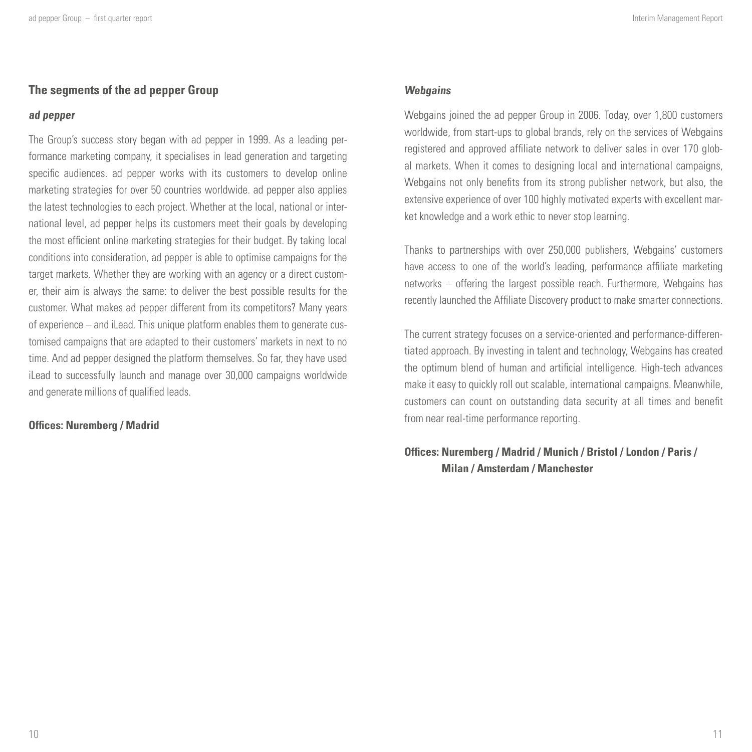## The segments of the ad pepper Group

### *ad pepper*

The Group's success story began with ad pepper in 1999. As a leading performance marketing company, it specialises in lead generation and targeting specific audiences. ad pepper works with its customers to develop online marketing strategies for over 50 countries worldwide. ad pepper also applies the latest technologies to each project. Whether at the local, national or international level, ad pepper helps its customers meet their goals by developing the most efficient online marketing strategies for their budget. By taking local conditions into consideration, ad pepper is able to optimise campaigns for the target markets. Whether they are working with an agency or a direct customer, their aim is always the same: to deliver the best possible results for the customer. What makes ad pepper different from its competitors? Many years of experience – and iLead. This unique platform enables them to generate customised campaigns that are adapted to their customers' markets in next to no time. And ad pepper designed the platform themselves. So far, they have used iLead to successfully launch and manage over 30,000 campaigns worldwide and generate millions of qualified leads.

**Offices: Nuremberg / Madrid**

### *Webgains*

Webgains joined the ad pepper Group in 2006. Today, over 1,800 customers worldwide, from start-ups to global brands, rely on the services of Webgains registered and approved affiliate network to deliver sales in over 170 global markets. When it comes to designing local and international campaigns, Webgains not only benefits from its strong publisher network, but also, the extensive experience of over 100 highly motivated experts with excellent market knowledge and a work ethic to never stop learning.

Thanks to partnerships with over 250,000 publishers, Webgains' customers have access to one of the world's leading, performance affiliate marketing networks – offering the largest possible reach. Furthermore, Webgains has recently launched the Affiliate Discovery product to make smarter connections.

The current strategy focuses on a service-oriented and performance-differentiated approach. By investing in talent and technology, Webgains has created the optimum blend of human and artificial intelligence. High-tech advances make it easy to quickly roll out scalable, international campaigns. Meanwhile, customers can count on outstanding data security at all times and benefit from near real-time performance reporting.

**Offices: Nuremberg / Madrid / Munich / Bristol / London / Paris / Milan / Amsterdam / Manchester**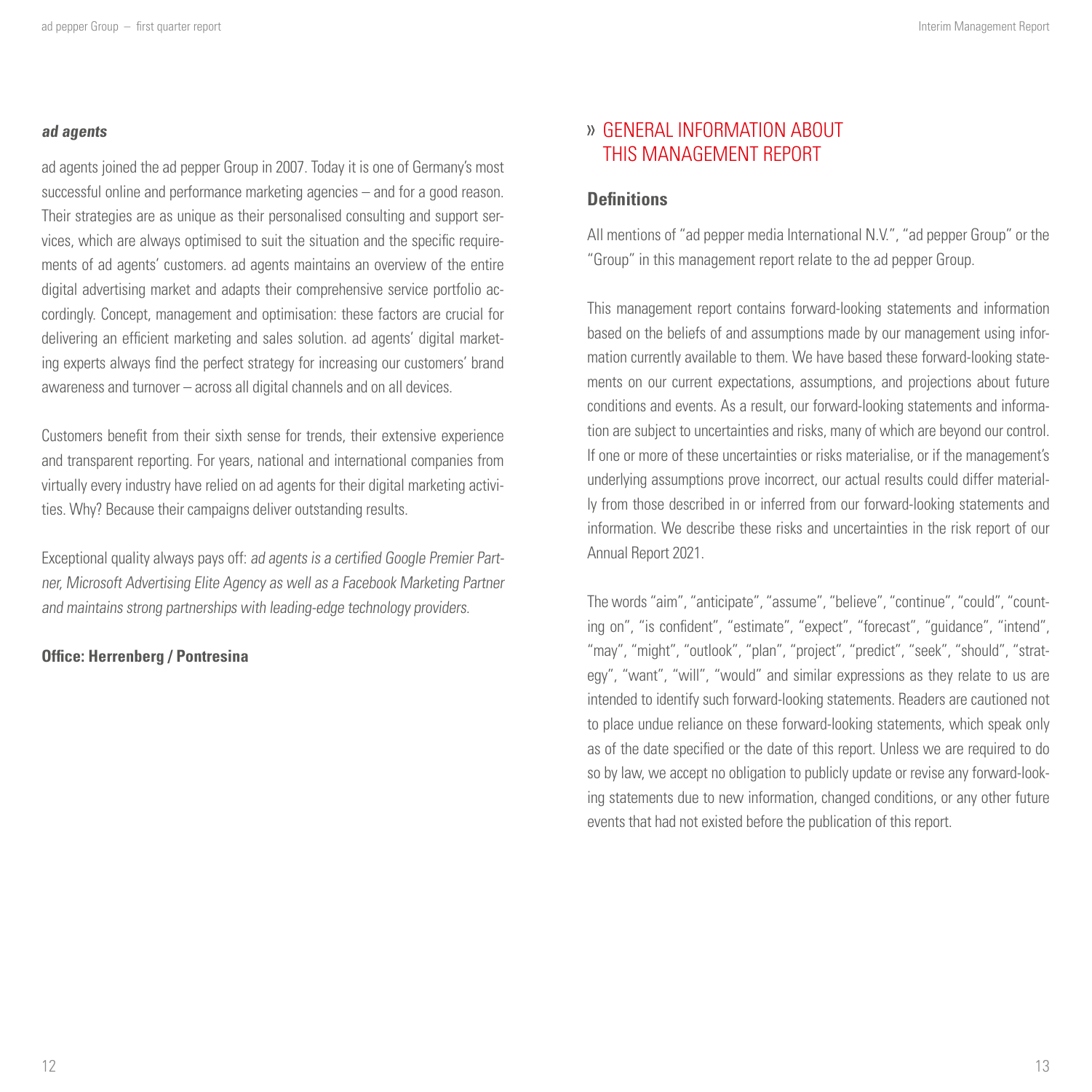### *ad agents*

ad agents joined the ad pepper Group in 2007. Today it is one of Germany's most successful online and performance marketing agencies – and for a good reason. Their strategies are as unique as their personalised consulting and support services, which are always optimised to suit the situation and the specific requirements of ad agents' customers. ad agents maintains an overview of the entire digital advertising market and adapts their comprehensive service portfolio accordingly. Concept, management and optimisation: these factors are crucial for delivering an efficient marketing and sales solution. ad agents' digital marketing experts always find the perfect strategy for increasing our customers' brand awareness and turnover – across all digital channels and on all devices.

Customers benefit from their sixth sense for trends, their extensive experience and transparent reporting. For years, national and international companies from virtually every industry have relied on ad agents for their digital marketing activities. Why? Because their campaigns deliver outstanding results.

Exceptional quality always pays off: *ad agents is a certified Google Premier Partner, Microsoft Advertising Elite Agency as well as a Facebook Marketing Partner and maintains strong partnerships with leading-edge technology providers.*

**Office: Herrenberg / Pontresina**

## » GENERAL INFORMATION ABOUT THIS MANAGEMENT REPORT

### Definitions

All mentions of "ad pepper media International N.V.", "ad pepper Group" or the "Group" in this management report relate to the ad pepper Group.

This management report contains forward-looking statements and information based on the beliefs of and assumptions made by our management using information currently available to them. We have based these forward-looking statements on our current expectations, assumptions, and projections about future conditions and events. As a result, our forward-looking statements and information are subject to uncertainties and risks, many of which are beyond our control. If one or more of these uncertainties or risks materialise, or if the management's underlying assumptions prove incorrect, our actual results could differ materially from those described in or inferred from our forward-looking statements and information. We describe these risks and uncertainties in the risk report of our Annual Report 2021.

The words "aim", "anticipate", "assume", "believe", "continue", "could", "counting on", "is confident", "estimate", "expect", "forecast", "guidance", "intend", "may", "might", "outlook", "plan", "project", "predict", "seek", "should", "strategy", "want", "will", "would" and similar expressions as they relate to us are intended to identify such forward-looking statements. Readers are cautioned not to place undue reliance on these forward-looking statements, which speak only as of the date specified or the date of this report. Unless we are required to do so by law, we accept no obligation to publicly update or revise any forward-looking statements due to new information, changed conditions, or any other future events that had not existed before the publication of this report.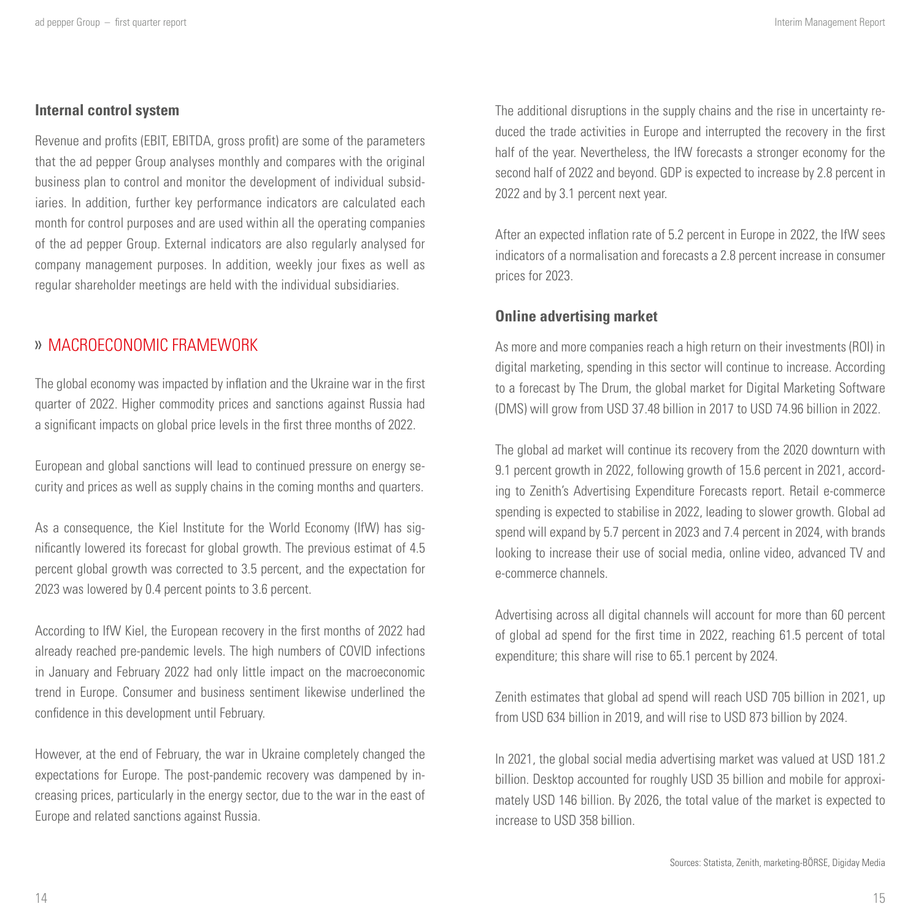### Internal control system

Revenue and profits (EBIT, EBITDA, gross profit) are some of the parameters that the ad pepper Group analyses monthly and compares with the original business plan to control and monitor the development of individual subsidiaries. In addition, further key performance indicators are calculated each month for control purposes and are used within all the operating companies of the ad pepper Group. External indicators are also regularly analysed for company management purposes. In addition, weekly jour fixes as well as regular shareholder meetings are held with the individual subsidiaries.

## » MACROECONOMIC FRAMEWORK

The global economy was impacted by inflation and the Ukraine war in the first quarter of 2022. Higher commodity prices and sanctions against Russia had a significant impacts on global price levels in the first three months of 2022.

European and global sanctions will lead to continued pressure on energy security and prices as well as supply chains in the coming months and quarters.

As a consequence, the Kiel Institute for the World Economy (IfW) has significantly lowered its forecast for global growth. The previous estimat of 4.5 percent global growth was corrected to 3.5 percent, and the expectation for 2023 was lowered by 0.4 percent points to 3.6 percent.

According to IfW Kiel, the European recovery in the first months of 2022 had already reached pre-pandemic levels. The high numbers of COVID infections in January and February 2022 had only little impact on the macroeconomic trend in Europe. Consumer and business sentiment likewise underlined the confidence in this development until February.

However, at the end of February, the war in Ukraine completely changed the expectations for Europe. The post-pandemic recovery was dampened by increasing prices, particularly in the energy sector, due to the war in the east of Europe and related sanctions against Russia.

The additional disruptions in the supply chains and the rise in uncertainty reduced the trade activities in Europe and interrupted the recovery in the first half of the year. Nevertheless, the IfW forecasts a stronger economy for the second half of 2022 and beyond. GDP is expected to increase by 2.8 percent in 2022 and by 3.1 percent next year.

After an expected inflation rate of 5.2 percent in Europe in 2022, the IfW sees indicators of a normalisation and forecasts a 2.8 percent increase in consumer prices for 2023.

### Online advertising market

As more and more companies reach a high return on their investments (ROI) in digital marketing, spending in this sector will continue to increase. According to a forecast by The Drum, the global market for Digital Marketing Software (DMS) will grow from USD 37.48 billion in 2017 to USD 74.96 billion in 2022.

The global ad market will continue its recovery from the 2020 downturn with 9.1 percent growth in 2022, following growth of 15.6 percent in 2021, according to Zenith's Advertising Expenditure Forecasts report. Retail e-commerce spending is expected to stabilise in 2022, leading to slower growth. Global ad spend will expand by 5.7 percent in 2023 and 7.4 percent in 2024, with brands looking to increase their use of social media, online video, advanced TV and e-commerce channels.

Advertising across all digital channels will account for more than 60 percent of global ad spend for the first time in 2022, reaching 61.5 percent of total expenditure; this share will rise to 65.1 percent by 2024.

Zenith estimates that global ad spend will reach USD 705 billion in 2021, up from USD 634 billion in 2019, and will rise to USD 873 billion by 2024.

In 2021, the global social media advertising market was valued at USD 181.2 billion. Desktop accounted for roughly USD 35 billion and mobile for approximately USD 146 billion. By 2026, the total value of the market is expected to increase to USD 358 billion.

Sources: Statista, Zenith, marketing-BÖRSE, Digiday Media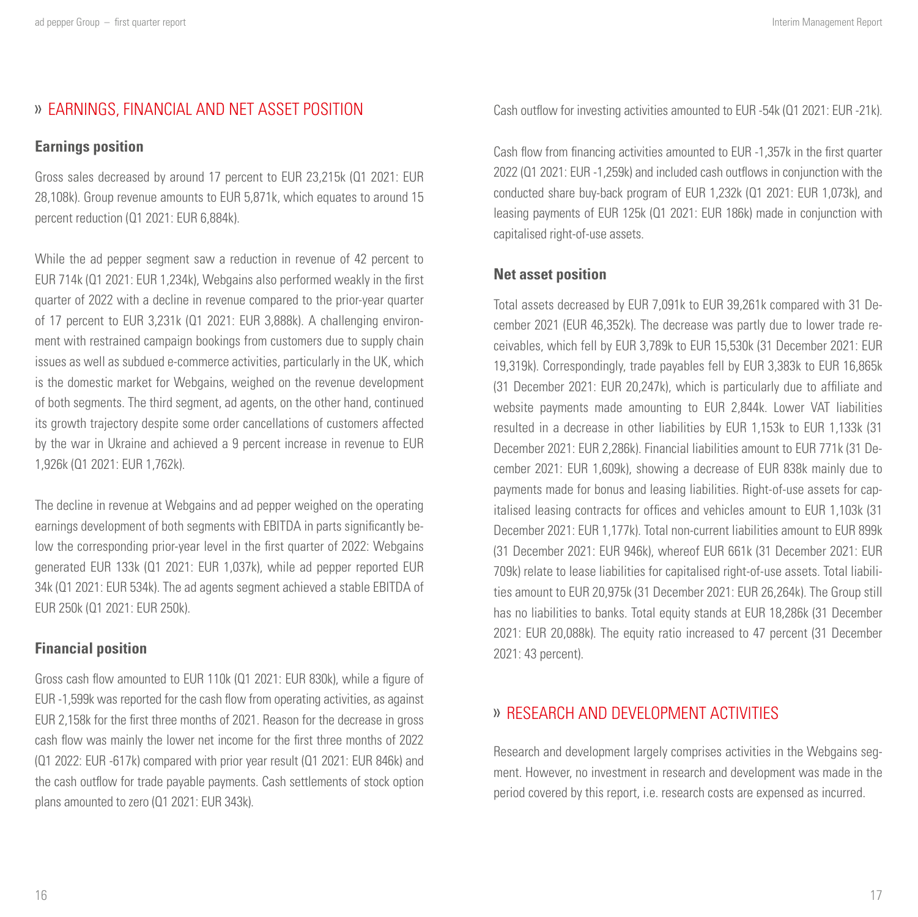## » EARNINGS, FINANCIAL AND NET ASSET POSITION

### Earnings position

Gross sales decreased by around 17 percent to EUR 23,215k (Q1 2021: EUR 28,108k). Group revenue amounts to EUR 5,871k, which equates to around 15 percent reduction (Q1 2021: EUR 6,884k).

While the ad pepper segment saw a reduction in revenue of 42 percent to EUR 714k (Q1 2021: EUR 1,234k), Webgains also performed weakly in the first quarter of 2022 with a decline in revenue compared to the prior-year quarter of 17 percent to EUR 3,231k (Q1 2021: EUR 3,888k). A challenging environment with restrained campaign bookings from customers due to supply chain issues as well as subdued e-commerce activities, particularly in the UK, which is the domestic market for Webgains, weighed on the revenue development of both segments. The third segment, ad agents, on the other hand, continued its growth trajectory despite some order cancellations of customers affected by the war in Ukraine and achieved a 9 percent increase in revenue to EUR 1,926k (Q1 2021: EUR 1,762k).

The decline in revenue at Webgains and ad pepper weighed on the operating earnings development of both segments with EBITDA in parts significantly below the corresponding prior-year level in the first quarter of 2022: Webgains generated EUR 133k (Q1 2021: EUR 1,037k), while ad pepper reported EUR 34k (Q1 2021: EUR 534k). The ad agents segment achieved a stable EBITDA of EUR 250k (Q1 2021: EUR 250k).

### Financial position

Gross cash flow amounted to EUR 110k (Q1 2021: EUR 830k), while a figure of EUR -1,599k was reported for the cash flow from operating activities, as against EUR 2,158k for the first three months of 2021. Reason for the decrease in gross cash flow was mainly the lower net income for the first three months of 2022 (Q1 2022: EUR -617k) compared with prior year result (Q1 2021: EUR 846k) and the cash outflow for trade payable payments. Cash settlements of stock option plans amounted to zero (Q1 2021: EUR 343k).

Cash outflow for investing activities amounted to EUR -54k (Q1 2021: EUR -21k).

Cash flow from financing activities amounted to EUR -1,357k in the first quarter 2022 (Q1 2021: EUR -1,259k) and included cash outflows in conjunction with the conducted share buy-back program of EUR 1,232k (Q1 2021: EUR 1,073k), and leasing payments of EUR 125k (Q1 2021: EUR 186k) made in conjunction with capitalised right-of-use assets.

### Net asset position

Total assets decreased by EUR 7,091k to EUR 39,261k compared with 31 December 2021 (EUR 46,352k). The decrease was partly due to lower trade receivables, which fell by EUR 3,789k to EUR 15,530k (31 December 2021: EUR 19,319k). Correspondingly, trade payables fell by EUR 3,383k to EUR 16,865k (31 December 2021: EUR 20,247k), which is particularly due to affiliate and website payments made amounting to EUR 2,844k. Lower VAT liabilities resulted in a decrease in other liabilities by EUR 1,153k to EUR 1,133k (31 December 2021: EUR 2,286k). Financial liabilities amount to EUR 771k (31 December 2021: EUR 1,609k), showing a decrease of EUR 838k mainly due to payments made for bonus and leasing liabilities. Right-of-use assets for capitalised leasing contracts for offices and vehicles amount to EUR 1,103k (31 December 2021: EUR 1,177k). Total non-current liabilities amount to EUR 899k (31 December 2021: EUR 946k), whereof EUR 661k (31 December 2021: EUR 709k) relate to lease liabilities for capitalised right-of-use assets. Total liabilities amount to EUR 20,975k (31 December 2021: EUR 26,264k). The Group still has no liabilities to banks. Total equity stands at EUR 18,286k (31 December 2021: EUR 20,088k). The equity ratio increased to 47 percent (31 December 2021: 43 percent).

## » RESEARCH AND DEVELOPMENT ACTIVITIES

Research and development largely comprises activities in the Webgains segment. However, no investment in research and development was made in the period covered by this report, i.e. research costs are expensed as incurred.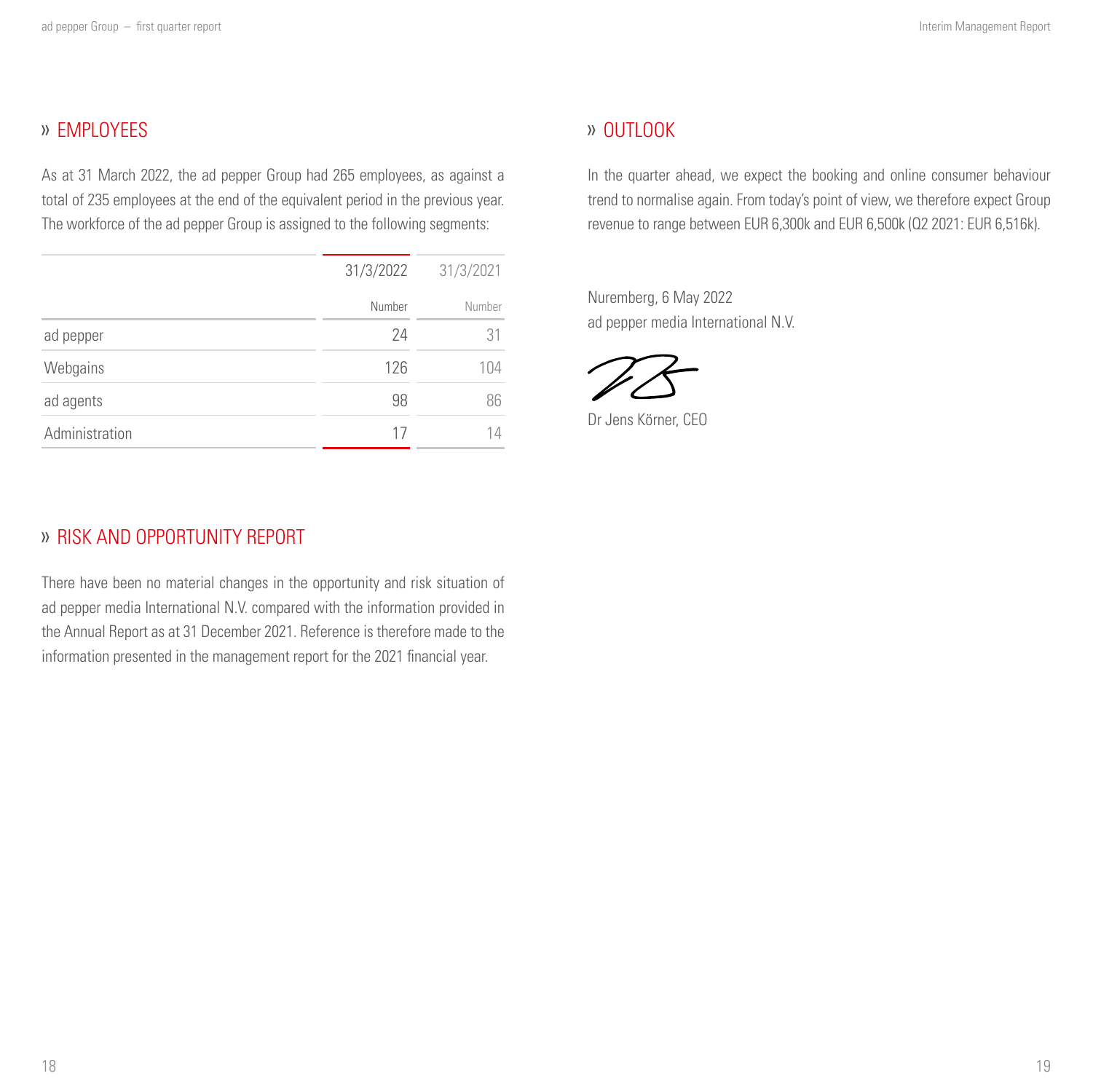## » EMPLOYEES

As at 31 March 2022, the ad pepper Group had 265 employees, as against a total of 235 employees at the end of the equivalent period in the previous year. The workforce of the ad pepper Group is assigned to the following segments:

| | 31/3/2022 | 31/3/2021 |
|---|---|---|
| | Number | Number |
| ad pepper | 24 | 31 |
| Webgains | 126 | 104 |
| ad agents | 98 | 86 |
| Administration | 17 | 14 |

## » RISK AND OPPORTUNITY REPORT

There have been no material changes in the opportunity and risk situation of ad pepper media International N.V. compared with the information provided in the Annual Report as at 31 December 2021. Reference is therefore made to the information presented in the management report for the 2021 financial year.

## » OUTLOOK

In the quarter ahead, we expect the booking and online consumer behaviour trend to normalise again. From today's point of view, we therefore expect Group revenue to range between EUR 6,300k and EUR 6,500k (Q2 2021: EUR 6,516k).

Nuremberg, 6 May 2022
ad pepper media International N.V.

Dr Jens Körner, CEO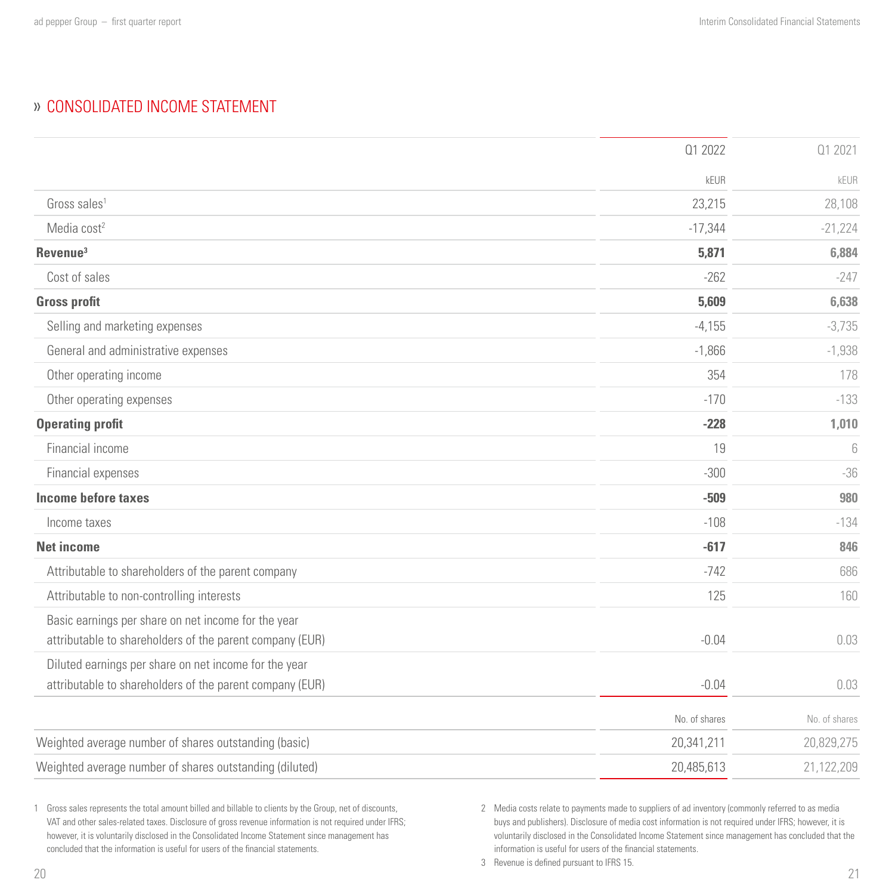## » CONSOLIDATED INCOME STATEMENT

| | Q1 2022 | Q1 2021 |
|---|---|---|
| | kEUR | kEUR |
| Gross sales[1] | 23,215 | 28,108 |
| Media cost[2] | -17,344 | -21,224 |
| **Revenue[3]** | **5,871** | **6,884** |
| Cost of sales | -262 | -247 |
| **Gross profit** | **5,609** | **6,638** |
| Selling and marketing expenses | -4,155 | -3,735 |
| General and administrative expenses | -1,866 | -1,938 |
| Other operating income | 354 | 178 |
| Other operating expenses | -170 | -133 |
| **Operating profit** | **-228** | **1,010** |
| Financial income | 19 | 6 |
| Financial expenses | -300 | -36 |
| **Income before taxes** | **-509** | **980** |
| Income taxes | -108 | -134 |
| **Net income** | **-617** | **846** |
| Attributable to shareholders of the parent company | -742 | 686 |
| Attributable to non-controlling interests | 125 | 160 |
| Basic earnings per share on net income for the year attributable to shareholders of the parent company (EUR) | -0.04 | 0.03 |
| Diluted earnings per share on net income for the year attributable to shareholders of the parent company (EUR) | -0.04 | 0.03 |
| | No. of shares | No. of shares |
| Weighted average number of shares outstanding (basic) | 20,341,211 | 20,829,275 |
| Weighted average number of shares outstanding (diluted) | 20,485,613 | 21,122,209 |

1 Gross sales represents the total amount billed and billable to clients by the Group, net of discounts, VAT and other sales-related taxes. Disclosure of gross revenue information is not required under IFRS; however, it is voluntarily disclosed in the Consolidated Income Statement since management has concluded that the information is useful for users of the financial statements.

2 Media costs relate to payments made to suppliers of ad inventory (commonly referred to as media buys and publishers). Disclosure of media cost information is not required under IFRS; however, it is voluntarily disclosed in the Consolidated Income Statement since management has concluded that the information is useful for users of the financial statements.

3 Revenue is defined pursuant to IFRS 15.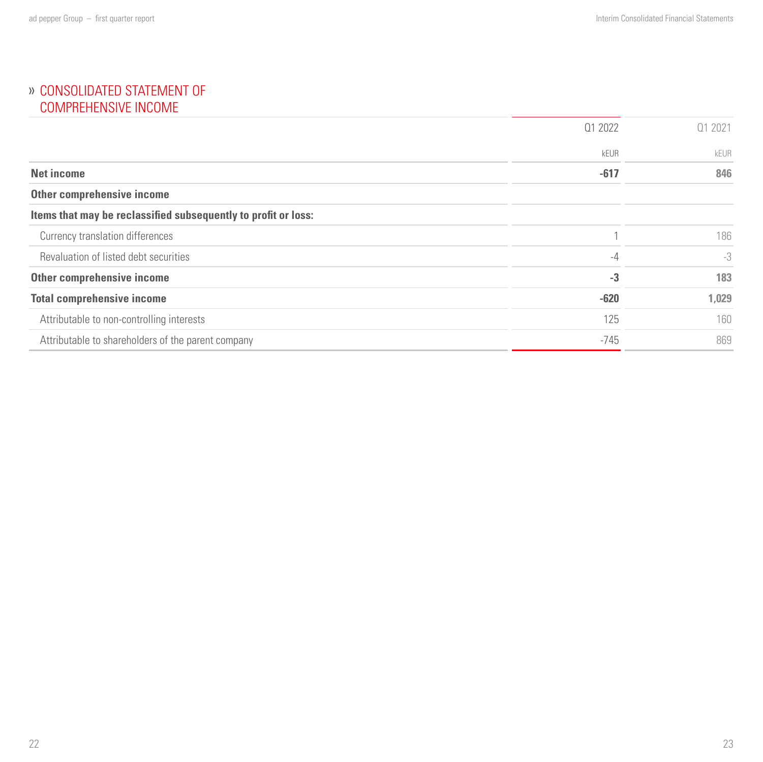## » CONSOLIDATED STATEMENT OF COMPREHENSIVE INCOME

| | Q1 2022 | Q1 2021 |
|---|---|---|
| | kEUR | kEUR |
| **Net income** | **-617** | **846** |
| **Other comprehensive income** | | |
| **Items that may be reclassified subsequently to profit or loss:** | | |
| Currency translation differences | 1 | 186 |
| Revaluation of listed debt securities | -4 | -3 |
| **Other comprehensive income** | **-3** | **183** |
| **Total comprehensive income** | **-620** | **1,029** |
| Attributable to non-controlling interests | 125 | 160 |
| Attributable to shareholders of the parent company | -745 | 869 |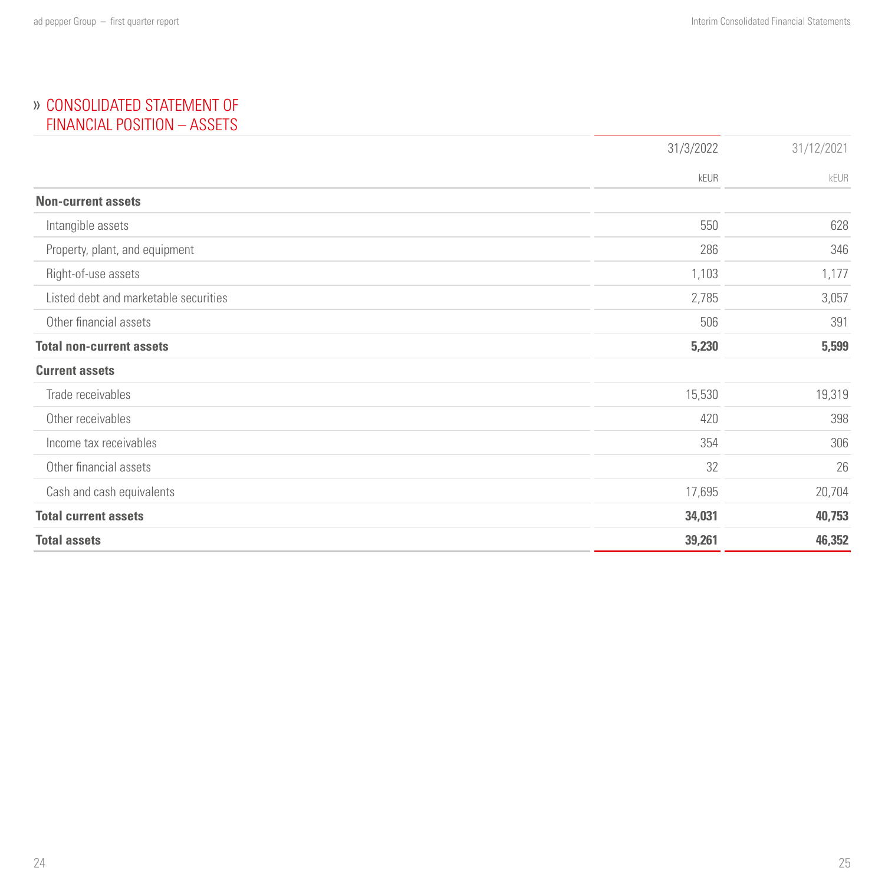# » CONSOLIDATED STATEMENT OF FINANCIAL POSITION – ASSETS

| | 31/3/2022 | 31/12/2021 |
|---|---|---|
| | kEUR | kEUR |
| **Non-current assets** | | |
| Intangible assets | 550 | 628 |
| Property, plant, and equipment | 286 | 346 |
| Right-of-use assets | 1,103 | 1,177 |
| Listed debt and marketable securities | 2,785 | 3,057 |
| Other financial assets | 506 | 391 |
| **Total non-current assets** | **5,230** | **5,599** |
| **Current assets** | | |
| Trade receivables | 15,530 | 19,319 |
| Other receivables | 420 | 398 |
| Income tax receivables | 354 | 306 |
| Other financial assets | 32 | 26 |
| Cash and cash equivalents | 17,695 | 20,704 |
| **Total current assets** | **34,031** | **40,753** |
| **Total assets** | **39,261** | **46,352** |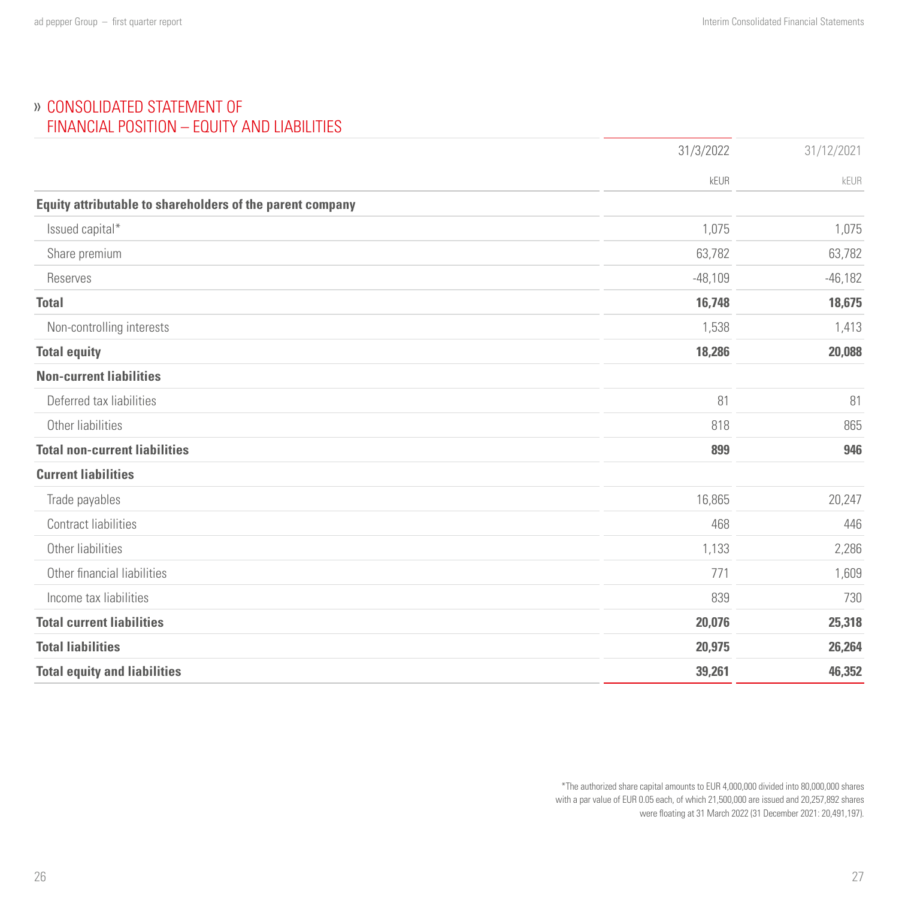## » CONSOLIDATED STATEMENT OF FINANCIAL POSITION – EQUITY AND LIABILITIES

| | 31/3/2022 | 31/12/2021 |
|---|---|---|
| | kEUR | kEUR |
| **Equity attributable to shareholders of the parent company** | | |
| Issued capital* | 1,075 | 1,075 |
| Share premium | 63,782 | 63,782 |
| Reserves | -48,109 | -46,182 |
| **Total** | **16,748** | **18,675** |
| Non-controlling interests | 1,538 | 1,413 |
| **Total equity** | **18,286** | **20,088** |
| **Non-current liabilities** | | |
| Deferred tax liabilities | 81 | 81 |
| Other liabilities | 818 | 865 |
| **Total non-current liabilities** | **899** | **946** |
| **Current liabilities** | | |
| Trade payables | 16,865 | 20,247 |
| Contract liabilities | 468 | 446 |
| Other liabilities | 1,133 | 2,286 |
| Other financial liabilities | 771 | 1,609 |
| Income tax liabilities | 839 | 730 |
| **Total current liabilities** | **20,076** | **25,318** |
| **Total liabilities** | **20,975** | **26,264** |
| **Total equity and liabilities** | **39,261** | **46,352** |

*The authorized share capital amounts to EUR 4,000,000 divided into 80,000,000 shares with a par value of EUR 0.05 each, of which 21,500,000 are issued and 20,257,892 shares were floating at 31 March 2022 (31 December 2021: 20,491,197).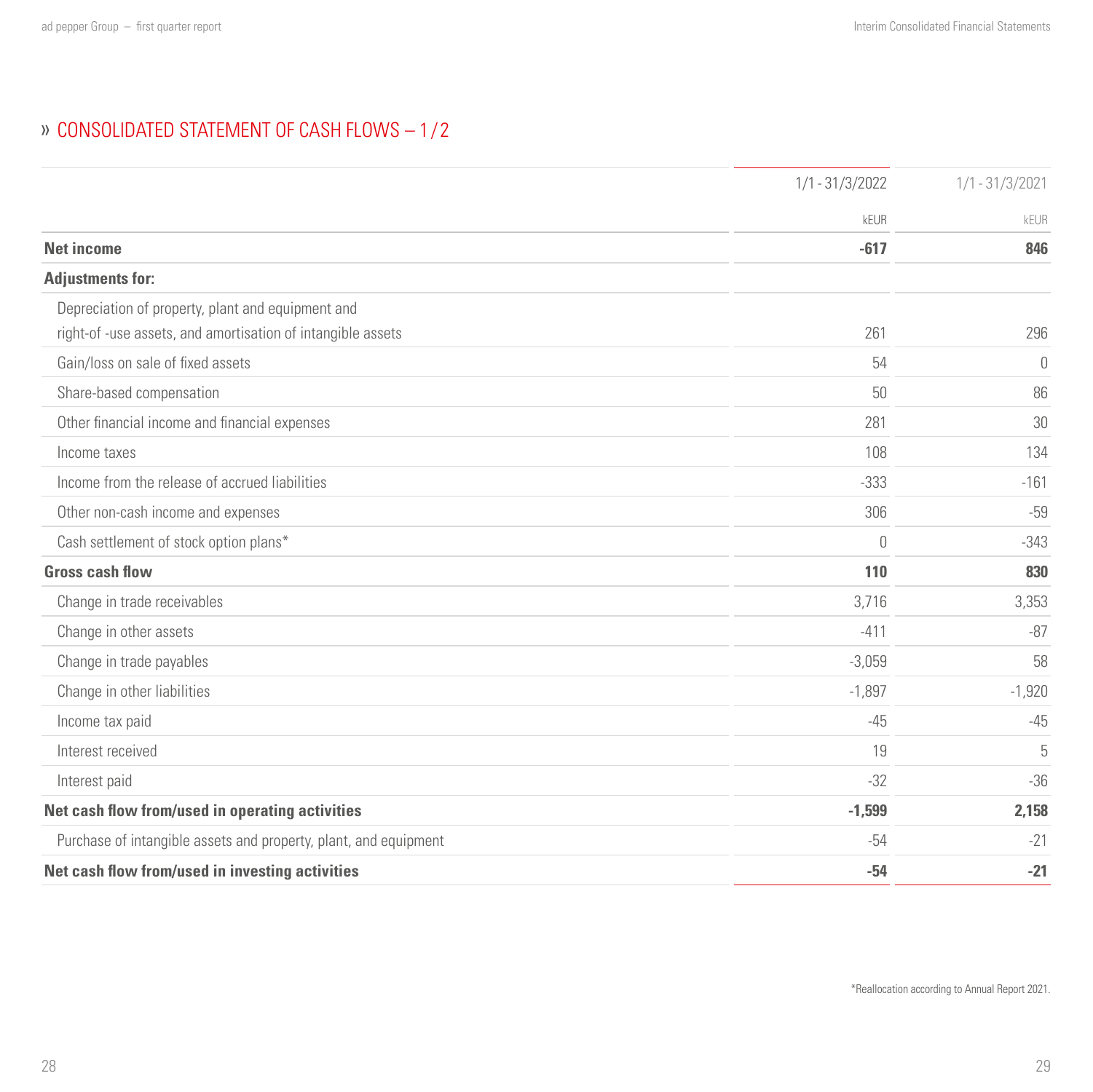## » CONSOLIDATED STATEMENT OF CASH FLOWS – 1 / 2

| | 1/1 - 31/3/2022 | 1/1 - 31/3/2021 |
|---|---|---|
| | kEUR | kEUR |
| **Net income** | **-617** | **846** |
| **Adjustments for:** | | |
| Depreciation of property, plant and equipment and right-of -use assets, and amortisation of intangible assets | 261 | 296 |
| Gain/loss on sale of fixed assets | 54 | 0 |
| Share-based compensation | 50 | 86 |
| Other financial income and financial expenses | 281 | 30 |
| Income taxes | 108 | 134 |
| Income from the release of accrued liabilities | -333 | -161 |
| Other non-cash income and expenses | 306 | -59 |
| Cash settlement of stock option plans* | 0 | -343 |
| **Gross cash flow** | **110** | **830** |
| Change in trade receivables | 3,716 | 3,353 |
| Change in other assets | -411 | -87 |
| Change in trade payables | -3,059 | 58 |
| Change in other liabilities | -1,897 | -1,920 |
| Income tax paid | -45 | -45 |
| Interest received | 19 | 5 |
| Interest paid | -32 | -36 |
| **Net cash flow from/used in operating activities** | **-1,599** | **2,158** |
| Purchase of intangible assets and property, plant, and equipment | -54 | -21 |
| **Net cash flow from/used in investing activities** | **-54** | **-21** |

*Reallocation according to Annual Report 2021.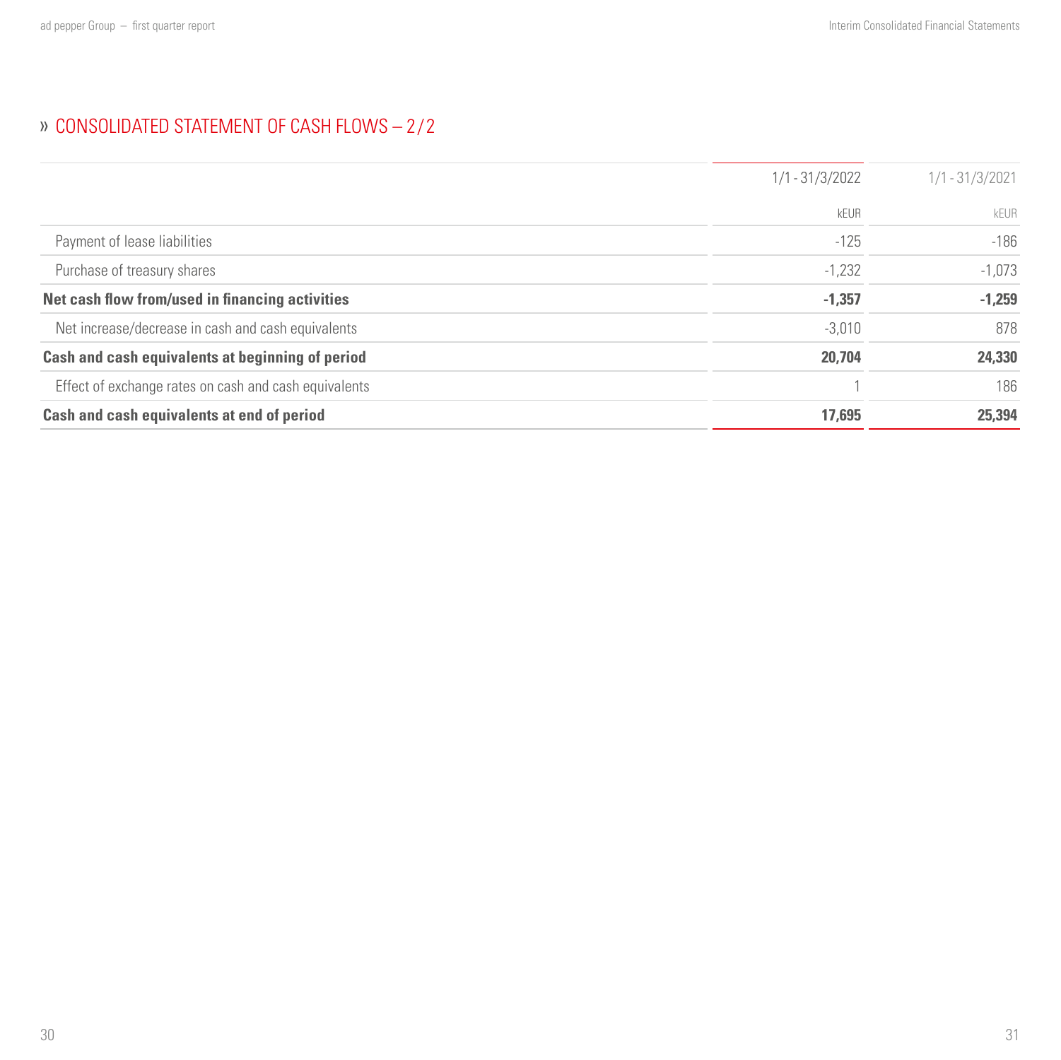## » CONSOLIDATED STATEMENT OF CASH FLOWS – 2/2

| | 1/1 - 31/3/2022 | 1/1 - 31/3/2021 |
|---|---|---|
| | kEUR | kEUR |
| Payment of lease liabilities | -125 | -186 |
| Purchase of treasury shares | -1,232 | -1,073 |
| **Net cash flow from/used in financing activities** | **-1,357** | **-1,259** |
| Net increase/decrease in cash and cash equivalents | -3,010 | 878 |
| **Cash and cash equivalents at beginning of period** | **20,704** | **24,330** |
| Effect of exchange rates on cash and cash equivalents | 1 | 186 |
| **Cash and cash equivalents at end of period** | **17,695** | **25,394** |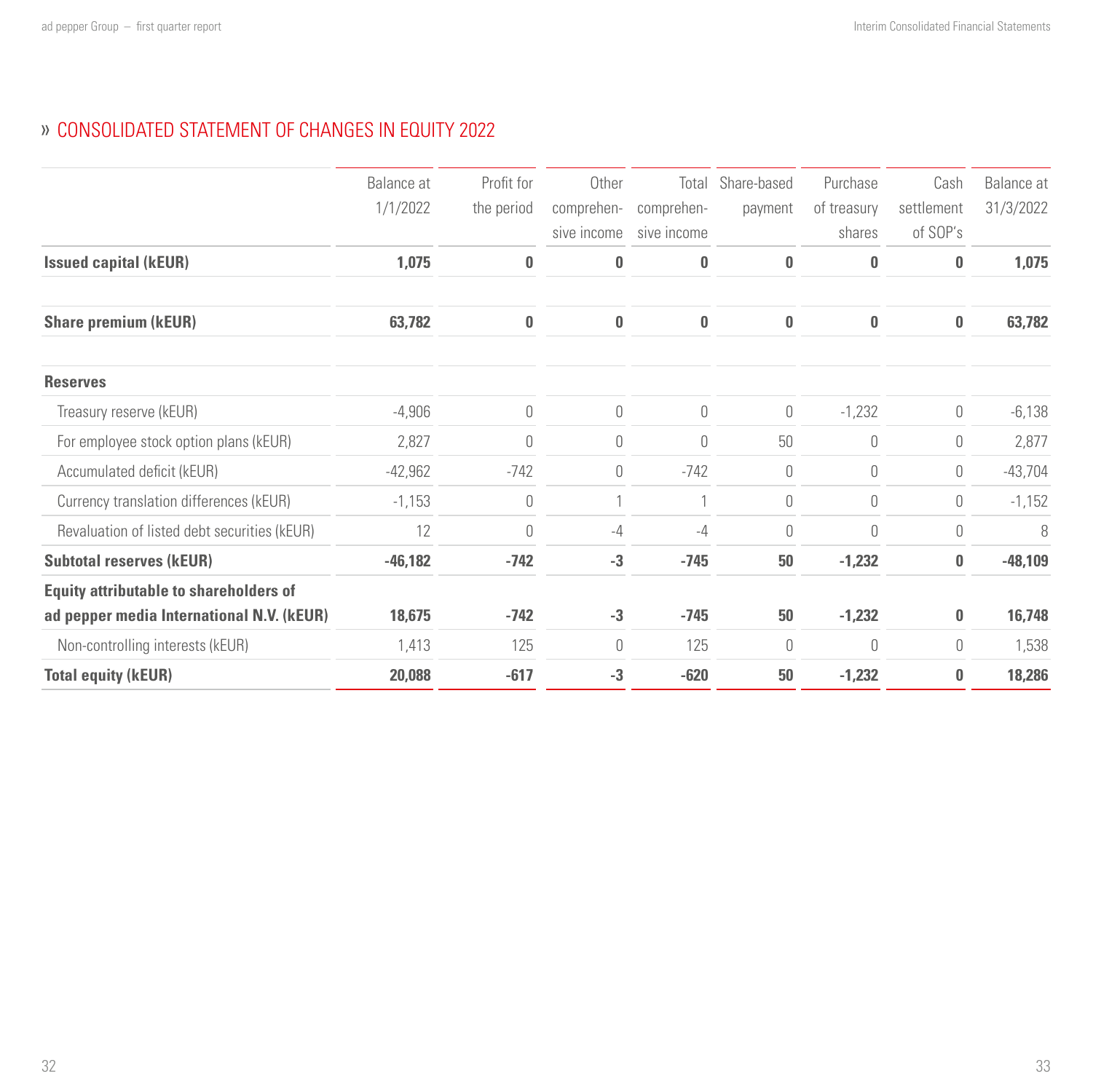## » CONSOLIDATED STATEMENT OF CHANGES IN EQUITY 2022

| | Balance at 1/1/2022 | Profit for the period | Other comprehen-sive income | Total comprehen-sive income | Share-based payment | Purchase of treasury shares | Cash settlement of SOP's | Balance at 31/3/2022 |
|---|---|---|---|---|---|---|---|---|
| **Issued capital (kEUR)** | **1,075** | **0** | **0** | **0** | **0** | **0** | **0** | **1,075** |
| **Share premium (kEUR)** | **63,782** | **0** | **0** | **0** | **0** | **0** | **0** | **63,782** |
| **Reserves** | | | | | | | | |
| Treasury reserve (kEUR) | -4,906 | 0 | 0 | 0 | 0 | -1,232 | 0 | -6,138 |
| For employee stock option plans (kEUR) | 2,827 | 0 | 0 | 0 | 50 | 0 | 0 | 2,877 |
| Accumulated deficit (kEUR) | -42,962 | -742 | 0 | -742 | 0 | 0 | 0 | -43,704 |
| Currency translation differences (kEUR) | -1,153 | 0 | 1 | 1 | 0 | 0 | 0 | -1,152 |
| Revaluation of listed debt securities (kEUR) | 12 | 0 | -4 | -4 | 0 | 0 | 0 | 8 |
| **Subtotal reserves (kEUR)** | **-46,182** | **-742** | **-3** | **-745** | **50** | **-1,232** | **0** | **-48,109** |
| **Equity attributable to shareholders of ad pepper media International N.V. (kEUR)** | **18,675** | **-742** | **-3** | **-745** | **50** | **-1,232** | **0** | **16,748** |
| Non-controlling interests (kEUR) | 1,413 | 125 | 0 | 125 | 0 | 0 | 0 | 1,538 |
| **Total equity (kEUR)** | **20,088** | **-617** | **-3** | **-620** | **50** | **-1,232** | **0** | **18,286** |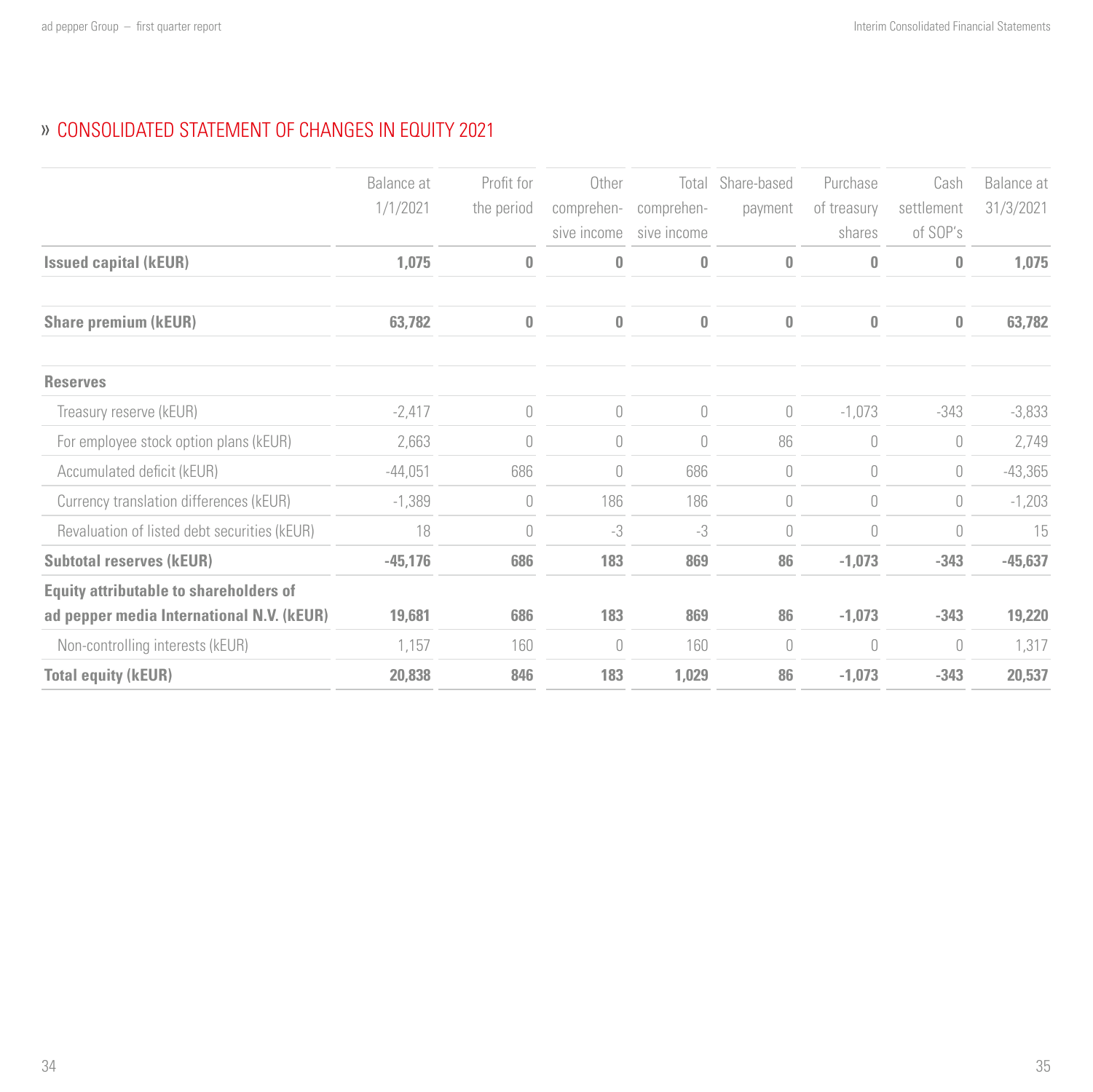## » CONSOLIDATED STATEMENT OF CHANGES IN EQUITY 2021

| | Balance at 1/1/2021 | Profit for the period | Other comprehen-sive income | Total comprehen-sive income | Share-based payment | Purchase of treasury shares | Cash settlement of SOP's | Balance at 31/3/2021 |
|---|---|---|---|---|---|---|---|---|
| **Issued capital (kEUR)** | **1,075** | **0** | **0** | **0** | **0** | **0** | **0** | **1,075** |
| | | | | | | | | |
| **Share premium (kEUR)** | **63,782** | **0** | **0** | **0** | **0** | **0** | **0** | **63,782** |
| | | | | | | | | |
| **Reserves** | | | | | | | | |
| Treasury reserve (kEUR) | -2,417 | 0 | 0 | 0 | 0 | -1,073 | -343 | -3,833 |
| For employee stock option plans (kEUR) | 2,663 | 0 | 0 | 0 | 86 | 0 | 0 | 2,749 |
| Accumulated deficit (kEUR) | -44,051 | 686 | 0 | 686 | 0 | 0 | 0 | -43,365 |
| Currency translation differences (kEUR) | -1,389 | 0 | 186 | 186 | 0 | 0 | 0 | -1,203 |
| Revaluation of listed debt securities (kEUR) | 18 | 0 | -3 | -3 | 0 | 0 | 0 | 15 |
| **Subtotal reserves (kEUR)** | **-45,176** | **686** | **183** | **869** | **86** | **-1,073** | **-343** | **-45,637** |
| **Equity attributable to shareholders of ad pepper media International N.V. (kEUR)** | **19,681** | **686** | **183** | **869** | **86** | **-1,073** | **-343** | **19,220** |
| Non-controlling interests (kEUR) | 1,157 | 160 | 0 | 160 | 0 | 0 | 0 | 1,317 |
| **Total equity (kEUR)** | **20,838** | **846** | **183** | **1,029** | **86** | **-1,073** | **-343** | **20,537** |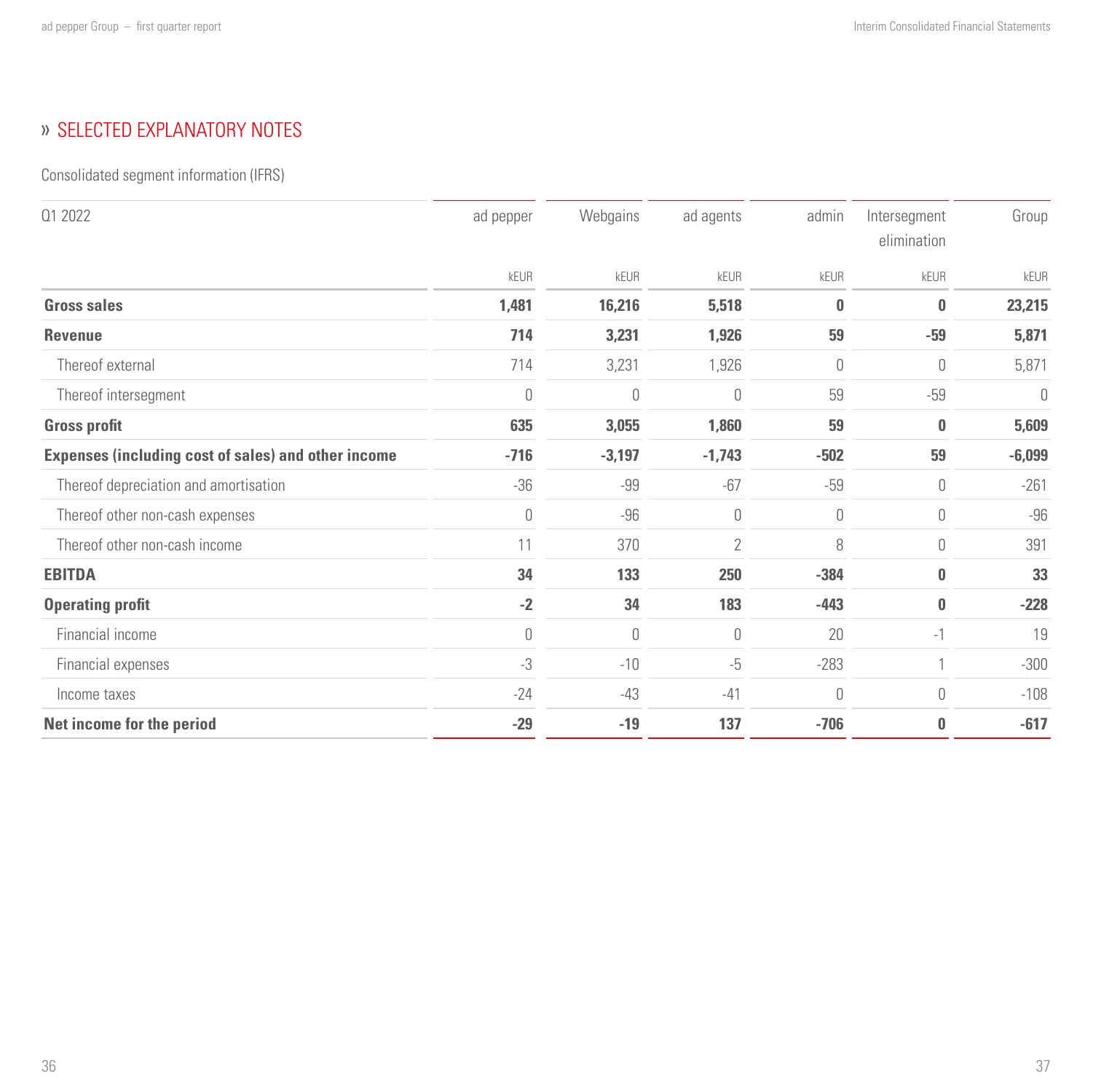## » SELECTED EXPLANATORY NOTES

Consolidated segment information (IFRS)

| Q1 2022 | ad pepper | Webgains | ad agents | admin | Intersegment elimination | Group |
|---|---|---|---|---|---|---|
| | kEUR | kEUR | kEUR | kEUR | kEUR | kEUR |
| **Gross sales** | **1,481** | **16,216** | **5,518** | **0** | **0** | **23,215** |
| **Revenue** | **714** | **3,231** | **1,926** | **59** | **-59** | **5,871** |
| Thereof external | 714 | 3,231 | 1,926 | 0 | 0 | 5,871 |
| Thereof intersegment | 0 | 0 | 0 | 59 | -59 | 0 |
| **Gross profit** | **635** | **3,055** | **1,860** | **59** | **0** | **5,609** |
| **Expenses (including cost of sales) and other income** | **-716** | **-3,197** | **-1,743** | **-502** | **59** | **-6,099** |
| Thereof depreciation and amortisation | -36 | -99 | -67 | -59 | 0 | -261 |
| Thereof other non-cash expenses | 0 | -96 | 0 | 0 | 0 | -96 |
| Thereof other non-cash income | 11 | 370 | 2 | 8 | 0 | 391 |
| **EBITDA** | **34** | **133** | **250** | **-384** | **0** | **33** |
| **Operating profit** | **-2** | **34** | **183** | **-443** | **0** | **-228** |
| Financial income | 0 | 0 | 0 | 20 | -1 | 19 |
| Financial expenses | -3 | -10 | -5 | -283 | 1 | -300 |
| Income taxes | -24 | -43 | -41 | 0 | 0 | -108 |
| **Net income for the period** | **-29** | **-19** | **137** | **-706** | **0** | **-617** |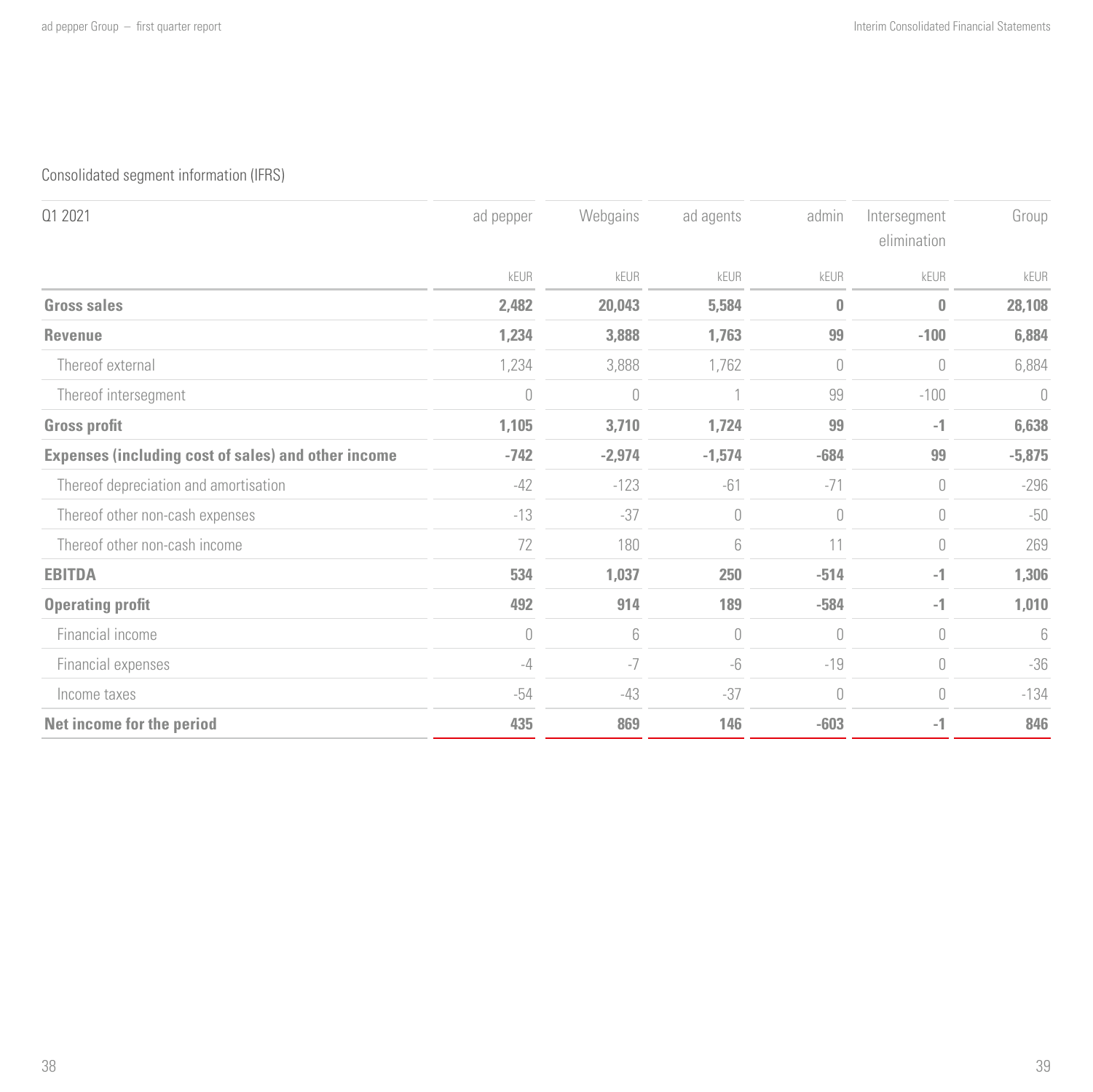Consolidated segment information (IFRS)

| Q1 2021 | ad pepper | Webgains | ad agents | admin | Intersegment elimination | Group |
|---|---|---|---|---|---|---|
| | kEUR | kEUR | kEUR | kEUR | kEUR | kEUR |
| **Gross sales** | **2,482** | **20,043** | **5,584** | **0** | **0** | **28,108** |
| **Revenue** | **1,234** | **3,888** | **1,763** | **99** | **-100** | **6,884** |
| Thereof external | 1,234 | 3,888 | 1,762 | 0 | 0 | 6,884 |
| Thereof intersegment | 0 | 0 | 1 | 99 | -100 | 0 |
| **Gross profit** | **1,105** | **3,710** | **1,724** | **99** | **-1** | **6,638** |
| **Expenses (including cost of sales) and other income** | **-742** | **-2,974** | **-1,574** | **-684** | **99** | **-5,875** |
| Thereof depreciation and amortisation | -42 | -123 | -61 | -71 | 0 | -296 |
| Thereof other non-cash expenses | -13 | -37 | 0 | 0 | 0 | -50 |
| Thereof other non-cash income | 72 | 180 | 6 | 11 | 0 | 269 |
| **EBITDA** | **534** | **1,037** | **250** | **-514** | **-1** | **1,306** |
| **Operating profit** | **492** | **914** | **189** | **-584** | **-1** | **1,010** |
| Financial income | 0 | 6 | 0 | 0 | 0 | 6 |
| Financial expenses | -4 | -7 | -6 | -19 | 0 | -36 |
| Income taxes | -54 | -43 | -37 | 0 | 0 | -134 |
| **Net income for the period** | **435** | **869** | **146** | **-603** | **-1** | **846** |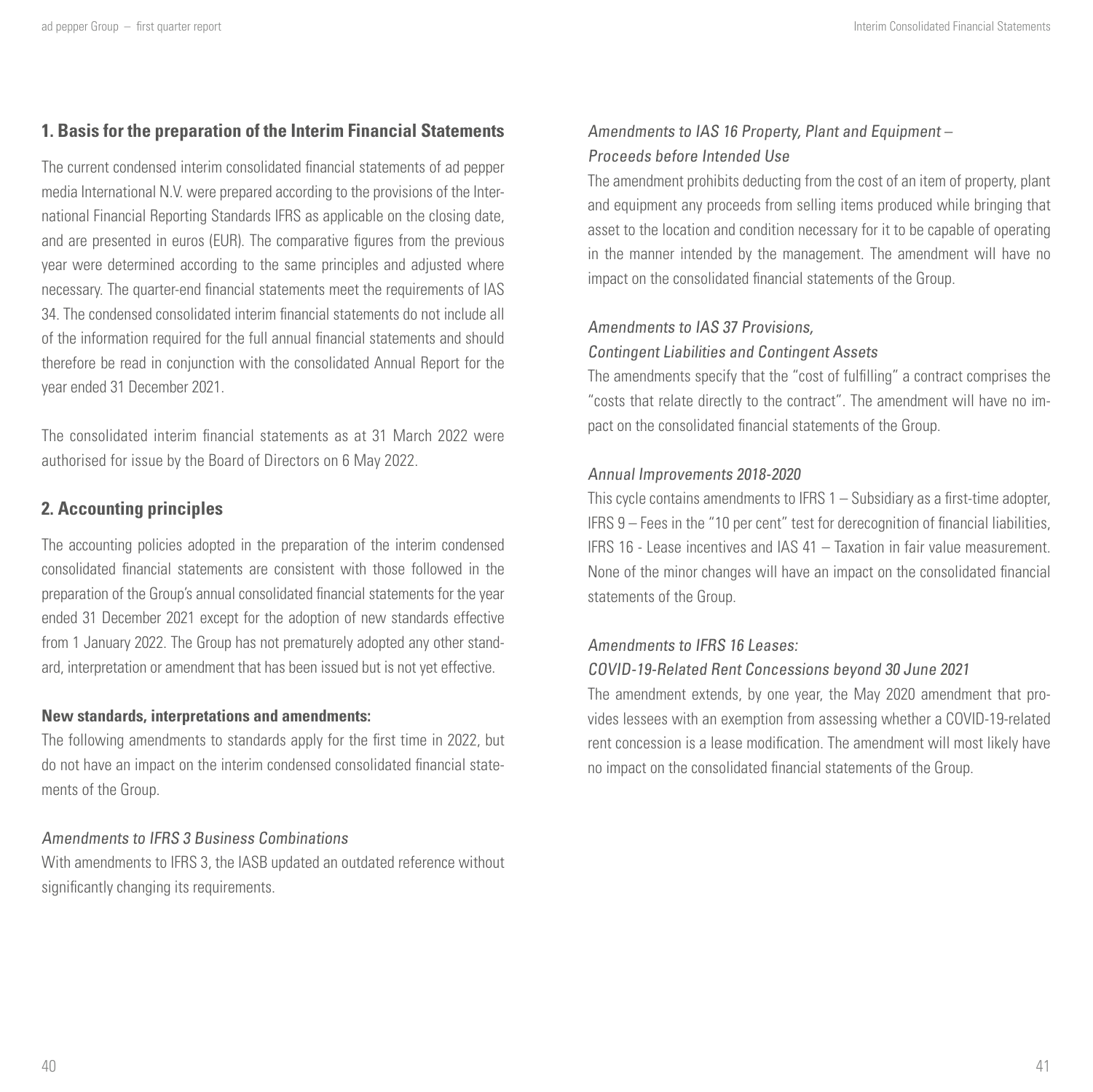## 1. Basis for the preparation of the Interim Financial Statements

The current condensed interim consolidated financial statements of ad pepper media International N.V. were prepared according to the provisions of the International Financial Reporting Standards IFRS as applicable on the closing date, and are presented in euros (EUR). The comparative figures from the previous year were determined according to the same principles and adjusted where necessary. The quarter-end financial statements meet the requirements of IAS 34. The condensed consolidated interim financial statements do not include all of the information required for the full annual financial statements and should therefore be read in conjunction with the consolidated Annual Report for the year ended 31 December 2021.

The consolidated interim financial statements as at 31 March 2022 were authorised for issue by the Board of Directors on 6 May 2022.

## 2. Accounting principles

The accounting policies adopted in the preparation of the interim condensed consolidated financial statements are consistent with those followed in the preparation of the Group's annual consolidated financial statements for the year ended 31 December 2021 except for the adoption of new standards effective from 1 January 2022. The Group has not prematurely adopted any other standard, interpretation or amendment that has been issued but is not yet effective.

**New standards, interpretations and amendments:**

The following amendments to standards apply for the first time in 2022, but do not have an impact on the interim condensed consolidated financial statements of the Group.

*Amendments to IFRS 3 Business Combinations*

With amendments to IFRS 3, the IASB updated an outdated reference without significantly changing its requirements.

*Amendments to IAS 16 Property, Plant and Equipment – Proceeds before Intended Use*

The amendment prohibits deducting from the cost of an item of property, plant and equipment any proceeds from selling items produced while bringing that asset to the location and condition necessary for it to be capable of operating in the manner intended by the management. The amendment will have no impact on the consolidated financial statements of the Group.

*Amendments to IAS 37 Provisions, Contingent Liabilities and Contingent Assets*

The amendments specify that the "cost of fulfilling" a contract comprises the "costs that relate directly to the contract". The amendment will have no impact on the consolidated financial statements of the Group.

*Annual Improvements 2018-2020*

This cycle contains amendments to IFRS 1 – Subsidiary as a first-time adopter, IFRS 9 – Fees in the "10 per cent" test for derecognition of financial liabilities, IFRS 16 - Lease incentives and IAS 41 – Taxation in fair value measurement. None of the minor changes will have an impact on the consolidated financial statements of the Group.

*Amendments to IFRS 16 Leases: COVID-19-Related Rent Concessions beyond 30 June 2021*

The amendment extends, by one year, the May 2020 amendment that provides lessees with an exemption from assessing whether a COVID-19-related rent concession is a lease modification. The amendment will most likely have no impact on the consolidated financial statements of the Group.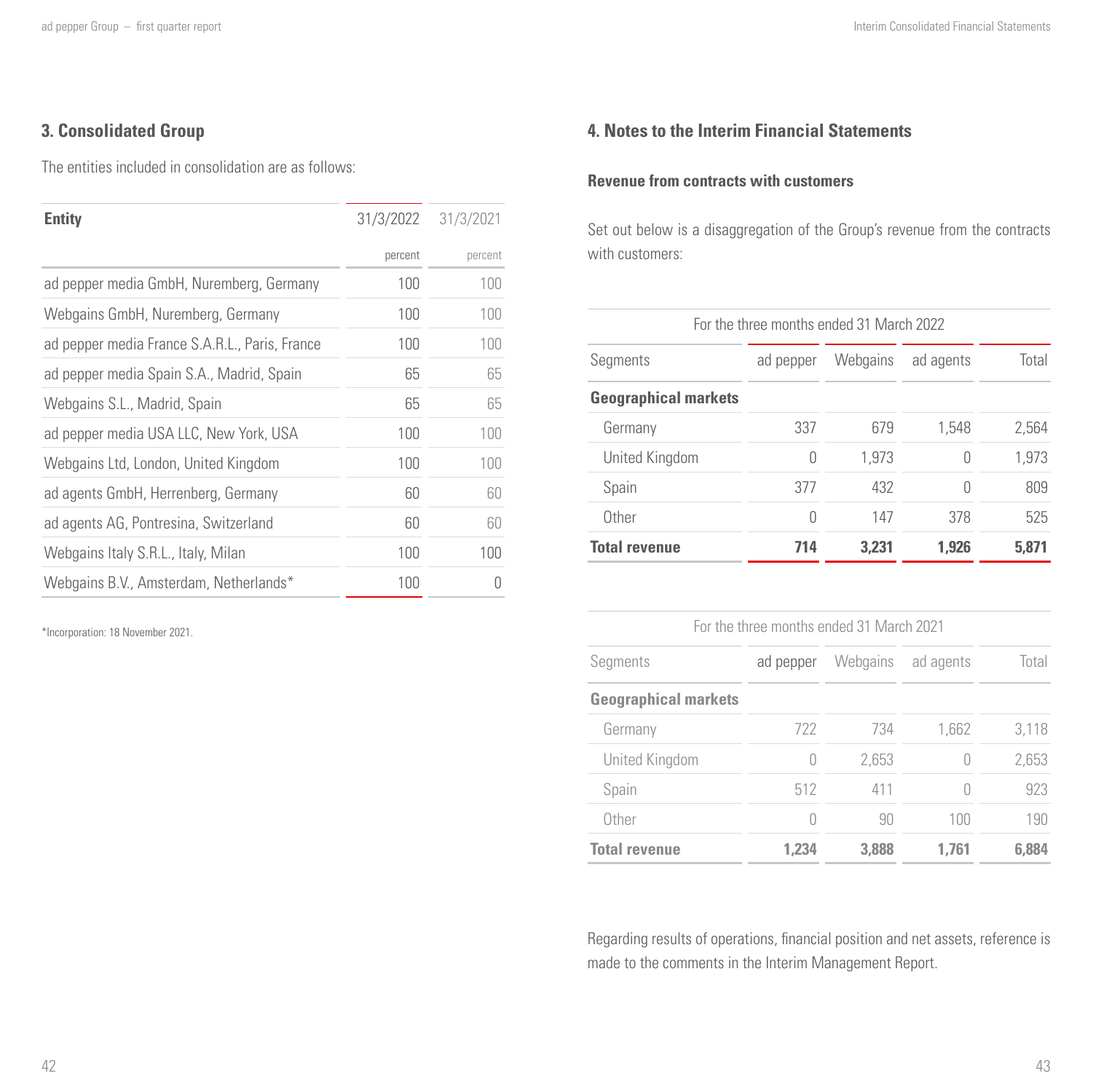## 3. Consolidated Group

The entities included in consolidation are as follows:

| Entity | 31/3/2022 | 31/3/2021 |
|---|---|---|
| | percent | percent |
| ad pepper media GmbH, Nuremberg, Germany | 100 | 100 |
| Webgains GmbH, Nuremberg, Germany | 100 | 100 |
| ad pepper media France S.A.R.L., Paris, France | 100 | 100 |
| ad pepper media Spain S.A., Madrid, Spain | 65 | 65 |
| Webgains S.L., Madrid, Spain | 65 | 65 |
| ad pepper media USA LLC, New York, USA | 100 | 100 |
| Webgains Ltd, London, United Kingdom | 100 | 100 |
| ad agents GmbH, Herrenberg, Germany | 60 | 60 |
| ad agents AG, Pontresina, Switzerland | 60 | 60 |
| Webgains Italy S.R.L., Italy, Milan | 100 | 100 |
| Webgains B.V., Amsterdam, Netherlands* | 100 | 0 |

*Incorporation: 18 November 2021.

## 4. Notes to the Interim Financial Statements

### Revenue from contracts with customers

Set out below is a disaggregation of the Group's revenue from the contracts with customers:

| For the three months ended 31 March 2022 | | | | |
|---|---|---|---|---|
| Segments | ad pepper | Webgains | ad agents | Total |
| **Geographical markets** | | | | |
| Germany | 337 | 679 | 1,548 | 2,564 |
| United Kingdom | 0 | 1,973 | 0 | 1,973 |
| Spain | 377 | 432 | 0 | 809 |
| Other | 0 | 147 | 378 | 525 |
| **Total revenue** | **714** | **3,231** | **1,926** | **5,871** |

| For the three months ended 31 March 2021 | | | | |
|---|---|---|---|---|
| Segments | ad pepper | Webgains | ad agents | Total |
| **Geographical markets** | | | | |
| Germany | 722 | 734 | 1,662 | 3,118 |
| United Kingdom | 0 | 2,653 | 0 | 2,653 |
| Spain | 512 | 411 | 0 | 923 |
| Other | 0 | 90 | 100 | 190 |
| **Total revenue** | **1,234** | **3,888** | **1,761** | **6,884** |

Regarding results of operations, financial position and net assets, reference is made to the comments in the Interim Management Report.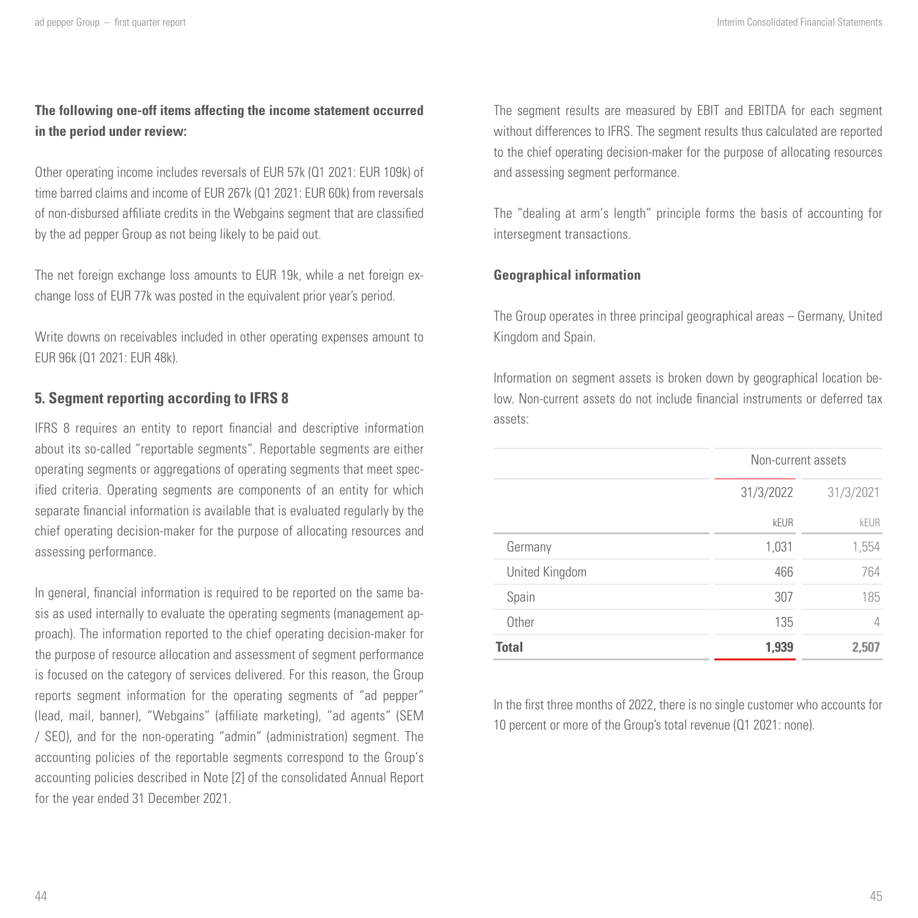**The following one-off items affecting the income statement occurred in the period under review:**

Other operating income includes reversals of EUR 57k (Q1 2021: EUR 109k) of time barred claims and income of EUR 267k (Q1 2021: EUR 60k) from reversals of non-disbursed affiliate credits in the Webgains segment that are classified by the ad pepper Group as not being likely to be paid out.

The net foreign exchange loss amounts to EUR 19k, while a net foreign exchange loss of EUR 77k was posted in the equivalent prior year's period.

Write downs on receivables included in other operating expenses amount to EUR 96k (Q1 2021: EUR 48k).

## 5. Segment reporting according to IFRS 8

IFRS 8 requires an entity to report financial and descriptive information about its so-called "reportable segments". Reportable segments are either operating segments or aggregations of operating segments that meet specified criteria. Operating segments are components of an entity for which separate financial information is available that is evaluated regularly by the chief operating decision-maker for the purpose of allocating resources and assessing performance.

In general, financial information is required to be reported on the same basis as used internally to evaluate the operating segments (management approach). The information reported to the chief operating decision-maker for the purpose of resource allocation and assessment of segment performance is focused on the category of services delivered. For this reason, the Group reports segment information for the operating segments of "ad pepper" (lead, mail, banner), "Webgains" (affiliate marketing), "ad agents" (SEM / SEO), and for the non-operating "admin" (administration) segment. The accounting policies of the reportable segments correspond to the Group's accounting policies described in Note [2] of the consolidated Annual Report for the year ended 31 December 2021.

The segment results are measured by EBIT and EBITDA for each segment without differences to IFRS. The segment results thus calculated are reported to the chief operating decision-maker for the purpose of allocating resources and assessing segment performance.

The "dealing at arm's length" principle forms the basis of accounting for intersegment transactions.

**Geographical information**

The Group operates in three principal geographical areas – Germany, United Kingdom and Spain.

Information on segment assets is broken down by geographical location below. Non-current assets do not include financial instruments or deferred tax assets:

| | Non-current assets | |
|---|---|---|
| | 31/3/2022 | 31/3/2021 |
| | kEUR | kEUR |
| Germany | 1,031 | 1,554 |
| United Kingdom | 466 | 764 |
| Spain | 307 | 185 |
| Other | 135 | 4 |
| **Total** | **1,939** | **2,507** |

In the first three months of 2022, there is no single customer who accounts for 10 percent or more of the Group's total revenue (Q1 2021: none).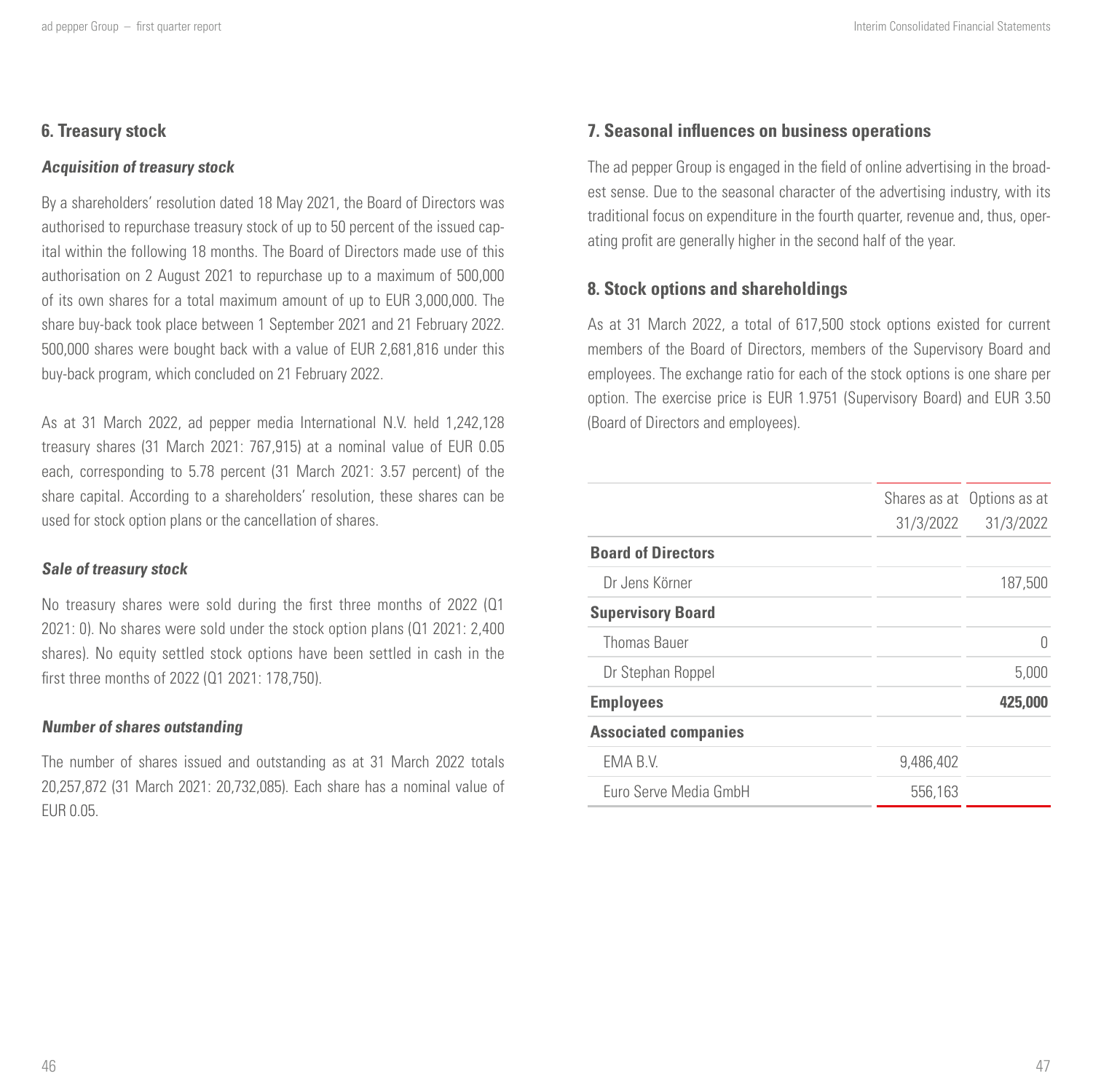## 6. Treasury stock

### *Acquisition of treasury stock*

By a shareholders' resolution dated 18 May 2021, the Board of Directors was authorised to repurchase treasury stock of up to 50 percent of the issued capital within the following 18 months. The Board of Directors made use of this authorisation on 2 August 2021 to repurchase up to a maximum of 500,000 of its own shares for a total maximum amount of up to EUR 3,000,000. The share buy-back took place between 1 September 2021 and 21 February 2022. 500,000 shares were bought back with a value of EUR 2,681,816 under this buy-back program, which concluded on 21 February 2022.

As at 31 March 2022, ad pepper media International N.V. held 1,242,128 treasury shares (31 March 2021: 767,915) at a nominal value of EUR 0.05 each, corresponding to 5.78 percent (31 March 2021: 3.57 percent) of the share capital. According to a shareholders' resolution, these shares can be used for stock option plans or the cancellation of shares.

### *Sale of treasury stock*

No treasury shares were sold during the first three months of 2022 (Q1 2021: 0). No shares were sold under the stock option plans (Q1 2021: 2,400 shares). No equity settled stock options have been settled in cash in the first three months of 2022 (Q1 2021: 178,750).

### *Number of shares outstanding*

The number of shares issued and outstanding as at 31 March 2022 totals 20,257,872 (31 March 2021: 20,732,085). Each share has a nominal value of EUR 0.05.

## 7. Seasonal influences on business operations

The ad pepper Group is engaged in the field of online advertising in the broadest sense. Due to the seasonal character of the advertising industry, with its traditional focus on expenditure in the fourth quarter, revenue and, thus, operating profit are generally higher in the second half of the year.

## 8. Stock options and shareholdings

As at 31 March 2022, a total of 617,500 stock options existed for current members of the Board of Directors, members of the Supervisory Board and employees. The exchange ratio for each of the stock options is one share per option. The exercise price is EUR 1.9751 (Supervisory Board) and EUR 3.50 (Board of Directors and employees).

| | Shares as at 31/3/2022 | Options as at 31/3/2022 |
|---|---|---|
| **Board of Directors** | | |
| Dr Jens Körner | | 187,500 |
| **Supervisory Board** | | |
| Thomas Bauer | | 0 |
| Dr Stephan Roppel | | 5,000 |
| **Employees** | | **425,000** |
| **Associated companies** | | |
| EMA B.V. | 9,486,402 | |
| Euro Serve Media GmbH | 556,163 | |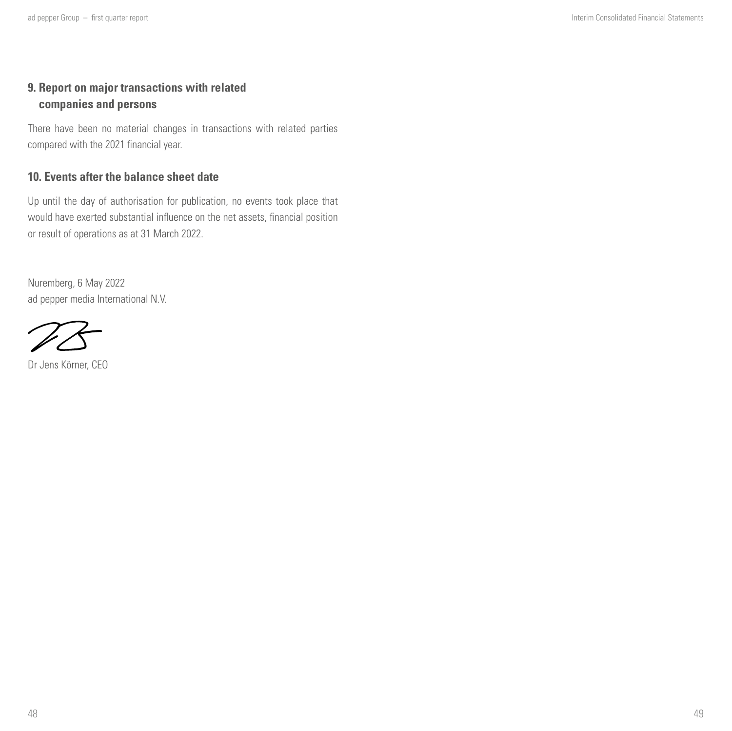### 9. Report on major transactions with related companies and persons

There have been no material changes in transactions with related parties compared with the 2021 financial year.

### 10. Events after the balance sheet date

Up until the day of authorisation for publication, no events took place that would have exerted substantial influence on the net assets, financial position or result of operations as at 31 March 2022.

Nuremberg, 6 May 2022
ad pepper media International N.V.

Dr Jens Körner, CEO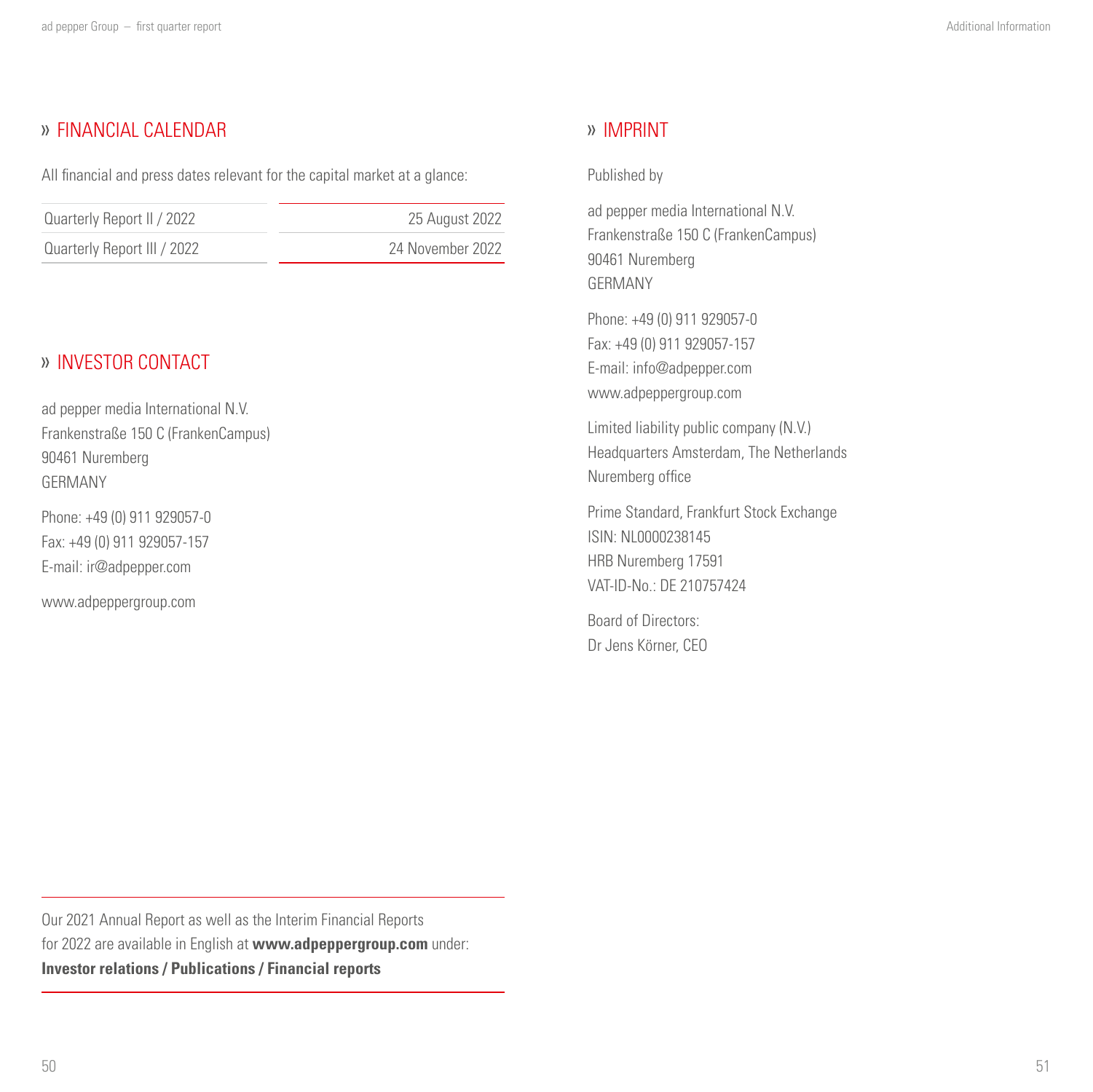## » FINANCIAL CALENDAR

All financial and press dates relevant for the capital market at a glance:

| | |
|---|---|
| Quarterly Report II / 2022 | 25 August 2022 |
| Quarterly Report III / 2022 | 24 November 2022 |

## » INVESTOR CONTACT

ad pepper media International N.V.
Frankenstraße 150 C (FrankenCampus)
90461 Nuremberg
GERMANY

Phone: +49 (0) 911 929057-0
Fax: +49 (0) 911 929057-157
E-mail: ir@adpepper.com

www.adpeppergroup.com

Our 2021 Annual Report as well as the Interim Financial Reports for 2022 are available in English at **www.adpeppergroup.com** under: **Investor relations / Publications / Financial reports**

## » IMPRINT

Published by

ad pepper media International N.V.
Frankenstraße 150 C (FrankenCampus)
90461 Nuremberg
GERMANY

Phone: +49 (0) 911 929057-0
Fax: +49 (0) 911 929057-157
E-mail: info@adpepper.com
www.adpeppergroup.com

Limited liability public company (N.V.)
Headquarters Amsterdam, The Netherlands
Nuremberg office

Prime Standard, Frankfurt Stock Exchange
ISIN: NL0000238145
HRB Nuremberg 17591
VAT-ID-No.: DE 210757424

Board of Directors:
Dr Jens Körner, CEO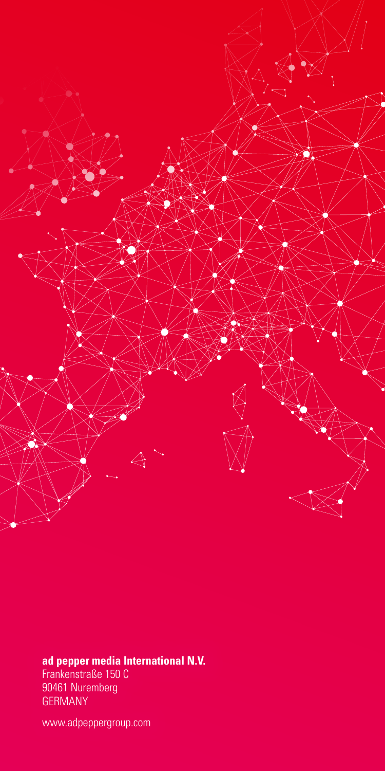**ad pepper media International N.V.**
Frankenstraße 150 C
90461 Nuremberg
GERMANY

www.adpeppergroup.com